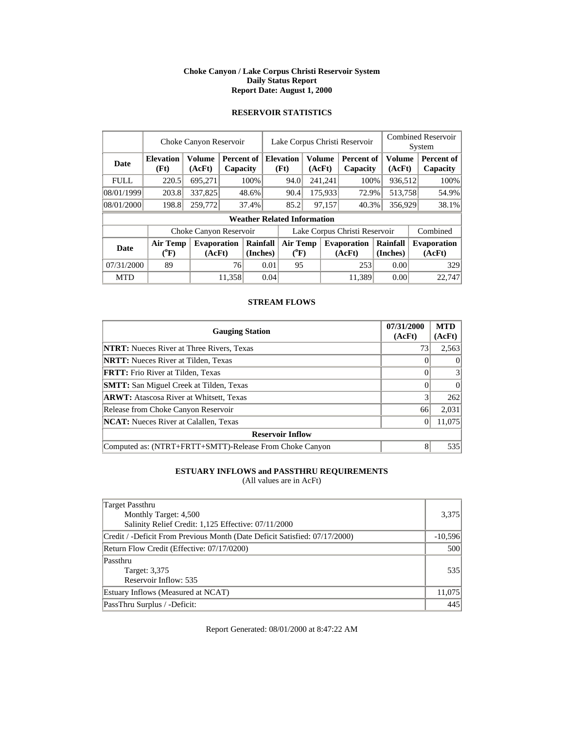**Choke Canyon / Lake Corpus Christi Reservoir System**
**Daily Status Report**
**Report Date: August 1, 2000**

## RESERVOIR STATISTICS

| | Choke Canyon Reservoir | | | Lake Corpus Christi Reservoir | | | Combined Reservoir System | |
|---|---|---|---|---|---|---|---|---|
| **Date** | **Elevation (Ft)** | **Volume (AcFt)** | **Percent of Capacity** | **Elevation (Ft)** | **Volume (AcFt)** | **Percent of Capacity** | **Volume (AcFt)** | **Percent of Capacity** |
| FULL | 220.5 | 695,271 | 100% | 94.0 | 241,241 | 100% | 936,512 | 100% |
| 08/01/1999 | 203.8 | 337,825 | 48.6% | 90.4 | 175,933 | 72.9% | 513,758 | 54.9% |
| 08/01/2000 | 198.8 | 259,772 | 37.4% | 85.2 | 97,157 | 40.3% | 356,929 | 38.1% |

**Weather Related Information**

| | Choke Canyon Reservoir | | | Lake Corpus Christi Reservoir | | | Combined |
|---|---|---|---|---|---|---|---|
| **Date** | **Air Temp (°F)** | **Evaporation (AcFt)** | **Rainfall (Inches)** | **Air Temp (°F)** | **Evaporation (AcFt)** | **Rainfall (Inches)** | **Evaporation (AcFt)** |
| 07/31/2000 | 89 | 76 | 0.01 | 95 | 253 | 0.00 | 329 |
| MTD | | 11,358 | 0.04 | | 11,389 | 0.00 | 22,747 |

## STREAM FLOWS

| Gauging Station | 07/31/2000 (AcFt) | MTD (AcFt) |
|---|---|---|
| **NTRT:** Nueces River at Three Rivers, Texas | 73 | 2,563 |
| **NRTT:** Nueces River at Tilden, Texas | 0 | 0 |
| **FRTT:** Frio River at Tilden, Texas | 0 | 3 |
| **SMTT:** San Miguel Creek at Tilden, Texas | 0 | 0 |
| **ARWT:** Atascosa River at Whitsett, Texas | 3 | 262 |
| Release from Choke Canyon Reservoir | 66 | 2,031 |
| **NCAT:** Nueces River at Calallen, Texas | 0 | 11,075 |
| **Reservoir Inflow** | | |
| Computed as: (NTRT+FRTT+SMTT)-Release From Choke Canyon | 8 | 535 |

## ESTUARY INFLOWS and PASSTHRU REQUIREMENTS

(All values are in AcFt)

| | |
|---|---|
| Target Passthru<br>Monthly Target: 4,500<br>Salinity Relief Credit: 1,125 Effective: 07/11/2000 | 3,375 |
| Credit / -Deficit From Previous Month (Date Deficit Satisfied: 07/17/2000) | -10,596 |
| Return Flow Credit (Effective: 07/17/0200) | 500 |
| Passthru<br>Target: 3,375<br>Reservoir Inflow: 535 | 535 |
| Estuary Inflows (Measured at NCAT) | 11,075 |
| PassThru Surplus / -Deficit: | 445 |

Report Generated: 08/01/2000 at 8:47:22 AM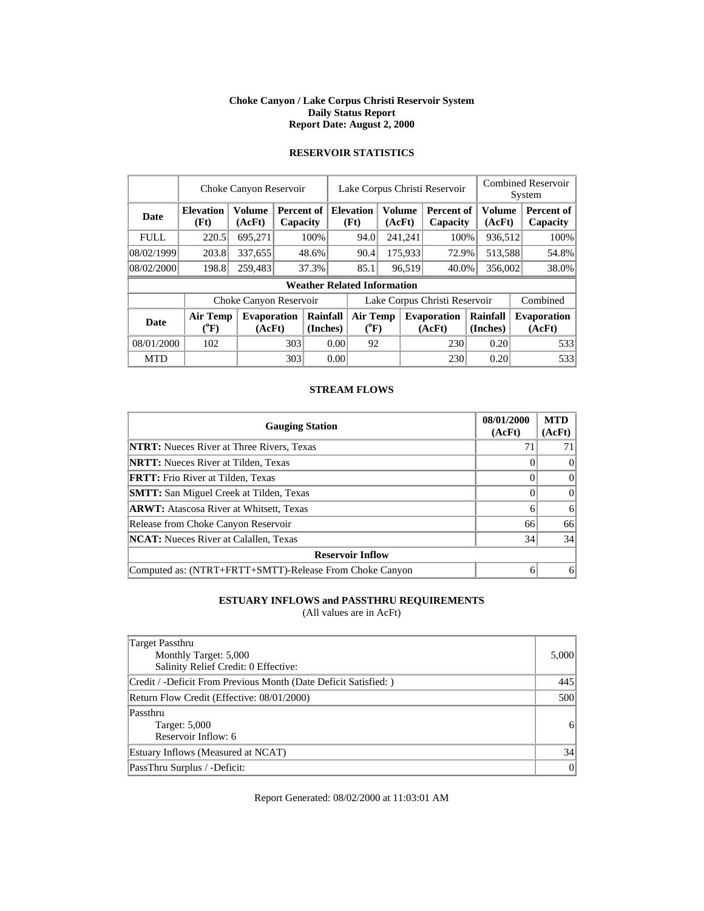**Choke Canyon / Lake Corpus Christi Reservoir System**
**Daily Status Report**
**Report Date: August 2, 2000**

## RESERVOIR STATISTICS

| | Choke Canyon Reservoir | | | Lake Corpus Christi Reservoir | | | Combined Reservoir System | |
|---|---|---|---|---|---|---|---|---|
| **Date** | **Elevation (Ft)** | **Volume (AcFt)** | **Percent of Capacity** | **Elevation (Ft)** | **Volume (AcFt)** | **Percent of Capacity** | **Volume (AcFt)** | **Percent of Capacity** |
| FULL | 220.5 | 695,271 | 100% | 94.0 | 241,241 | 100% | 936,512 | 100% |
| 08/02/1999 | 203.8 | 337,655 | 48.6% | 90.4 | 175,933 | 72.9% | 513,588 | 54.8% |
| 08/02/2000 | 198.8 | 259,483 | 37.3% | 85.1 | 96,519 | 40.0% | 356,002 | 38.0% |

**Weather Related Information**

| | Choke Canyon Reservoir | | | Lake Corpus Christi Reservoir | | | Combined |
|---|---|---|---|---|---|---|---|
| **Date** | **Air Temp (°F)** | **Evaporation (AcFt)** | **Rainfall (Inches)** | **Air Temp (°F)** | **Evaporation (AcFt)** | **Rainfall (Inches)** | **Evaporation (AcFt)** |
| 08/01/2000 | 102 | 303 | 0.00 | 92 | 230 | 0.20 | 533 |
| MTD | | 303 | 0.00 | | 230 | 0.20 | 533 |

## STREAM FLOWS

| Gauging Station | 08/01/2000 (AcFt) | MTD (AcFt) |
|---|---|---|
| **NTRT:** Nueces River at Three Rivers, Texas | 71 | 71 |
| **NRTT:** Nueces River at Tilden, Texas | 0 | 0 |
| **FRTT:** Frio River at Tilden, Texas | 0 | 0 |
| **SMTT:** San Miguel Creek at Tilden, Texas | 0 | 0 |
| **ARWT:** Atascosa River at Whitsett, Texas | 6 | 6 |
| Release from Choke Canyon Reservoir | 66 | 66 |
| **NCAT:** Nueces River at Calallen, Texas | 34 | 34 |
| **Reservoir Inflow** | | |
| Computed as: (NTRT+FRTT+SMTT)-Release From Choke Canyon | 6 | 6 |

## ESTUARY INFLOWS and PASSTHRU REQUIREMENTS

(All values are in AcFt)

| | |
|---|---|
| Target Passthru<br>Monthly Target: 5,000<br>Salinity Relief Credit: 0 Effective: | 5,000 |
| Credit / -Deficit From Previous Month (Date Deficit Satisfied: ) | 445 |
| Return Flow Credit (Effective: 08/01/2000) | 500 |
| Passthru<br>Target: 5,000<br>Reservoir Inflow: 6 | 6 |
| Estuary Inflows (Measured at NCAT) | 34 |
| PassThru Surplus / -Deficit: | 0 |

Report Generated: 08/02/2000 at 11:03:01 AM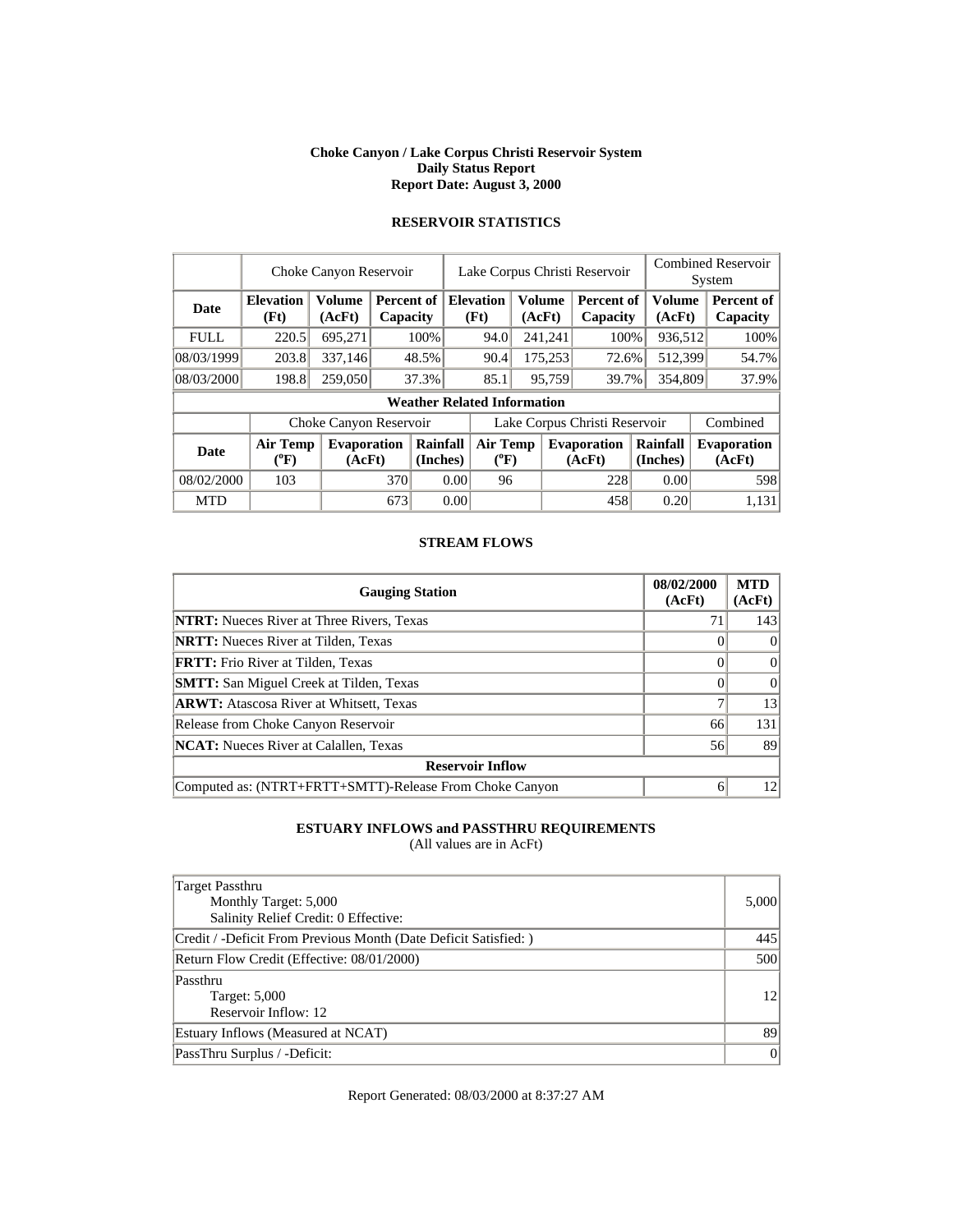# Choke Canyon / Lake Corpus Christi Reservoir System
## Daily Status Report
## Report Date: August 3, 2000

### RESERVOIR STATISTICS

| | Choke Canyon Reservoir | | | Lake Corpus Christi Reservoir | | | Combined Reservoir System | |
|---|---|---|---|---|---|---|---|---|
| **Date** | **Elevation (Ft)** | **Volume (AcFt)** | **Percent of Capacity** | **Elevation (Ft)** | **Volume (AcFt)** | **Percent of Capacity** | **Volume (AcFt)** | **Percent of Capacity** |
| FULL | 220.5 | 695,271 | 100% | 94.0 | 241,241 | 100% | 936,512 | 100% |
| 08/03/1999 | 203.8 | 337,146 | 48.5% | 90.4 | 175,253 | 72.6% | 512,399 | 54.7% |
| 08/03/2000 | 198.8 | 259,050 | 37.3% | 85.1 | 95,759 | 39.7% | 354,809 | 37.9% |

**Weather Related Information**

| | Choke Canyon Reservoir | | | Lake Corpus Christi Reservoir | | | Combined |
|---|---|---|---|---|---|---|---|
| **Date** | **Air Temp (°F)** | **Evaporation (AcFt)** | **Rainfall (Inches)** | **Air Temp (°F)** | **Evaporation (AcFt)** | **Rainfall (Inches)** | **Evaporation (AcFt)** |
| 08/02/2000 | 103 | 370 | 0.00 | 96 | 228 | 0.00 | 598 |
| MTD | | 673 | 0.00 | | 458 | 0.20 | 1,131 |

### STREAM FLOWS

| Gauging Station | 08/02/2000 (AcFt) | MTD (AcFt) |
|---|---|---|
| **NTRT:** Nueces River at Three Rivers, Texas | 71 | 143 |
| **NRTT:** Nueces River at Tilden, Texas | 0 | 0 |
| **FRTT:** Frio River at Tilden, Texas | 0 | 0 |
| **SMTT:** San Miguel Creek at Tilden, Texas | 0 | 0 |
| **ARWT:** Atascosa River at Whitsett, Texas | 7 | 13 |
| Release from Choke Canyon Reservoir | 66 | 131 |
| **NCAT:** Nueces River at Calallen, Texas | 56 | 89 |
| **Reservoir Inflow** | | |
| Computed as: (NTRT+FRTT+SMTT)-Release From Choke Canyon | 6 | 12 |

### ESTUARY INFLOWS and PASSTHRU REQUIREMENTS
(All values are in AcFt)

| | |
|---|---|
| Target Passthru<br>Monthly Target: 5,000<br>Salinity Relief Credit: 0 Effective: | 5,000 |
| Credit / -Deficit From Previous Month (Date Deficit Satisfied: ) | 445 |
| Return Flow Credit (Effective: 08/01/2000) | 500 |
| Passthru<br>Target: 5,000<br>Reservoir Inflow: 12 | 12 |
| Estuary Inflows (Measured at NCAT) | 89 |
| PassThru Surplus / -Deficit: | 0 |

Report Generated: 08/03/2000 at 8:37:27 AM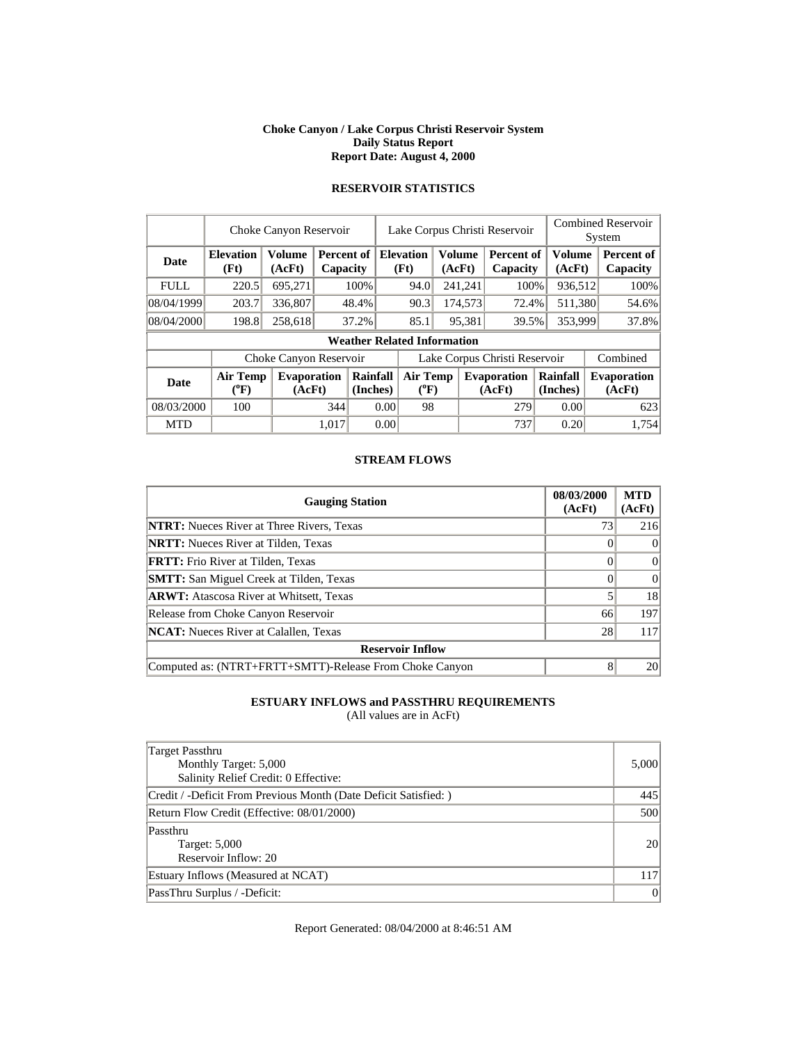**Choke Canyon / Lake Corpus Christi Reservoir System**
**Daily Status Report**
**Report Date: August 4, 2000**

## RESERVOIR STATISTICS

| | Choke Canyon Reservoir | | | Lake Corpus Christi Reservoir | | | Combined Reservoir System | |
|---|---|---|---|---|---|---|---|---|
| **Date** | **Elevation (Ft)** | **Volume (AcFt)** | **Percent of Capacity** | **Elevation (Ft)** | **Volume (AcFt)** | **Percent of Capacity** | **Volume (AcFt)** | **Percent of Capacity** |
| FULL | 220.5 | 695,271 | 100% | 94.0 | 241,241 | 100% | 936,512 | 100% |
| 08/04/1999 | 203.7 | 336,807 | 48.4% | 90.3 | 174,573 | 72.4% | 511,380 | 54.6% |
| 08/04/2000 | 198.8 | 258,618 | 37.2% | 85.1 | 95,381 | 39.5% | 353,999 | 37.8% |

**Weather Related Information**

| | Choke Canyon Reservoir | | | Lake Corpus Christi Reservoir | | | Combined |
|---|---|---|---|---|---|---|---|
| **Date** | **Air Temp (°F)** | **Evaporation (AcFt)** | **Rainfall (Inches)** | **Air Temp (°F)** | **Evaporation (AcFt)** | **Rainfall (Inches)** | **Evaporation (AcFt)** |
| 08/03/2000 | 100 | 344 | 0.00 | 98 | 279 | 0.00 | 623 |
| MTD | | 1,017 | 0.00 | | 737 | 0.20 | 1,754 |

## STREAM FLOWS

| Gauging Station | 08/03/2000 (AcFt) | MTD (AcFt) |
|---|---|---|
| **NTRT:** Nueces River at Three Rivers, Texas | 73 | 216 |
| **NRTT:** Nueces River at Tilden, Texas | 0 | 0 |
| **FRTT:** Frio River at Tilden, Texas | 0 | 0 |
| **SMTT:** San Miguel Creek at Tilden, Texas | 0 | 0 |
| **ARWT:** Atascosa River at Whitsett, Texas | 5 | 18 |
| Release from Choke Canyon Reservoir | 66 | 197 |
| **NCAT:** Nueces River at Calallen, Texas | 28 | 117 |
| **Reservoir Inflow** | | |
| Computed as: (NTRT+FRTT+SMTT)-Release From Choke Canyon | 8 | 20 |

## ESTUARY INFLOWS and PASSTHRU REQUIREMENTS

(All values are in AcFt)

| | |
|---|---|
| Target Passthru<br>Monthly Target: 5,000<br>Salinity Relief Credit: 0 Effective: | 5,000 |
| Credit / -Deficit From Previous Month (Date Deficit Satisfied: ) | 445 |
| Return Flow Credit (Effective: 08/01/2000) | 500 |
| Passthru<br>Target: 5,000<br>Reservoir Inflow: 20 | 20 |
| Estuary Inflows (Measured at NCAT) | 117 |
| PassThru Surplus / -Deficit: | 0 |

Report Generated: 08/04/2000 at 8:46:51 AM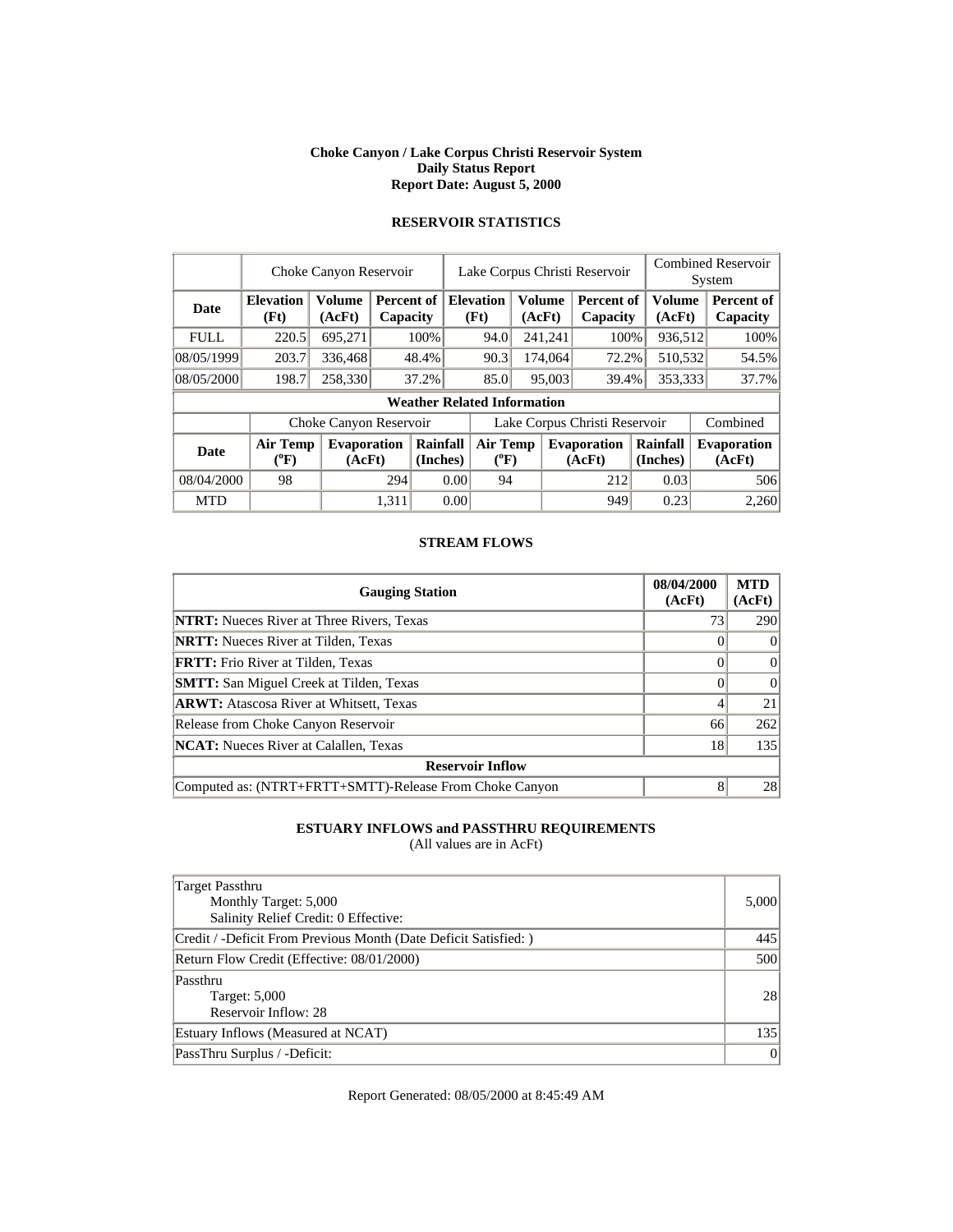**Choke Canyon / Lake Corpus Christi Reservoir System**
**Daily Status Report**
**Report Date: August 5, 2000**

## RESERVOIR STATISTICS

| | Choke Canyon Reservoir | | | Lake Corpus Christi Reservoir | | | Combined Reservoir System | |
|---|---|---|---|---|---|---|---|---|
| **Date** | **Elevation (Ft)** | **Volume (AcFt)** | **Percent of Capacity** | **Elevation (Ft)** | **Volume (AcFt)** | **Percent of Capacity** | **Volume (AcFt)** | **Percent of Capacity** |
| FULL | 220.5 | 695,271 | 100% | 94.0 | 241,241 | 100% | 936,512 | 100% |
| 08/05/1999 | 203.7 | 336,468 | 48.4% | 90.3 | 174,064 | 72.2% | 510,532 | 54.5% |
| 08/05/2000 | 198.7 | 258,330 | 37.2% | 85.0 | 95,003 | 39.4% | 353,333 | 37.7% |

**Weather Related Information**

| | Choke Canyon Reservoir | | | Lake Corpus Christi Reservoir | | | Combined |
|---|---|---|---|---|---|---|---|
| **Date** | **Air Temp (°F)** | **Evaporation (AcFt)** | **Rainfall (Inches)** | **Air Temp (°F)** | **Evaporation (AcFt)** | **Rainfall (Inches)** | **Evaporation (AcFt)** |
| 08/04/2000 | 98 | 294 | 0.00 | 94 | 212 | 0.03 | 506 |
| MTD | | 1,311 | 0.00 | | 949 | 0.23 | 2,260 |

## STREAM FLOWS

| Gauging Station | 08/04/2000 (AcFt) | MTD (AcFt) |
|---|---|---|
| **NTRT:** Nueces River at Three Rivers, Texas | 73 | 290 |
| **NRTT:** Nueces River at Tilden, Texas | 0 | 0 |
| **FRTT:** Frio River at Tilden, Texas | 0 | 0 |
| **SMTT:** San Miguel Creek at Tilden, Texas | 0 | 0 |
| **ARWT:** Atascosa River at Whitsett, Texas | 4 | 21 |
| Release from Choke Canyon Reservoir | 66 | 262 |
| **NCAT:** Nueces River at Calallen, Texas | 18 | 135 |
| **Reservoir Inflow** | | |
| Computed as: (NTRT+FRTT+SMTT)-Release From Choke Canyon | 8 | 28 |

## ESTUARY INFLOWS and PASSTHRU REQUIREMENTS

(All values are in AcFt)

| | |
|---|---|
| Target Passthru<br>Monthly Target: 5,000<br>Salinity Relief Credit: 0 Effective: | 5,000 |
| Credit / -Deficit From Previous Month (Date Deficit Satisfied: ) | 445 |
| Return Flow Credit (Effective: 08/01/2000) | 500 |
| Passthru<br>Target: 5,000<br>Reservoir Inflow: 28 | 28 |
| Estuary Inflows (Measured at NCAT) | 135 |
| PassThru Surplus / -Deficit: | 0 |

Report Generated: 08/05/2000 at 8:45:49 AM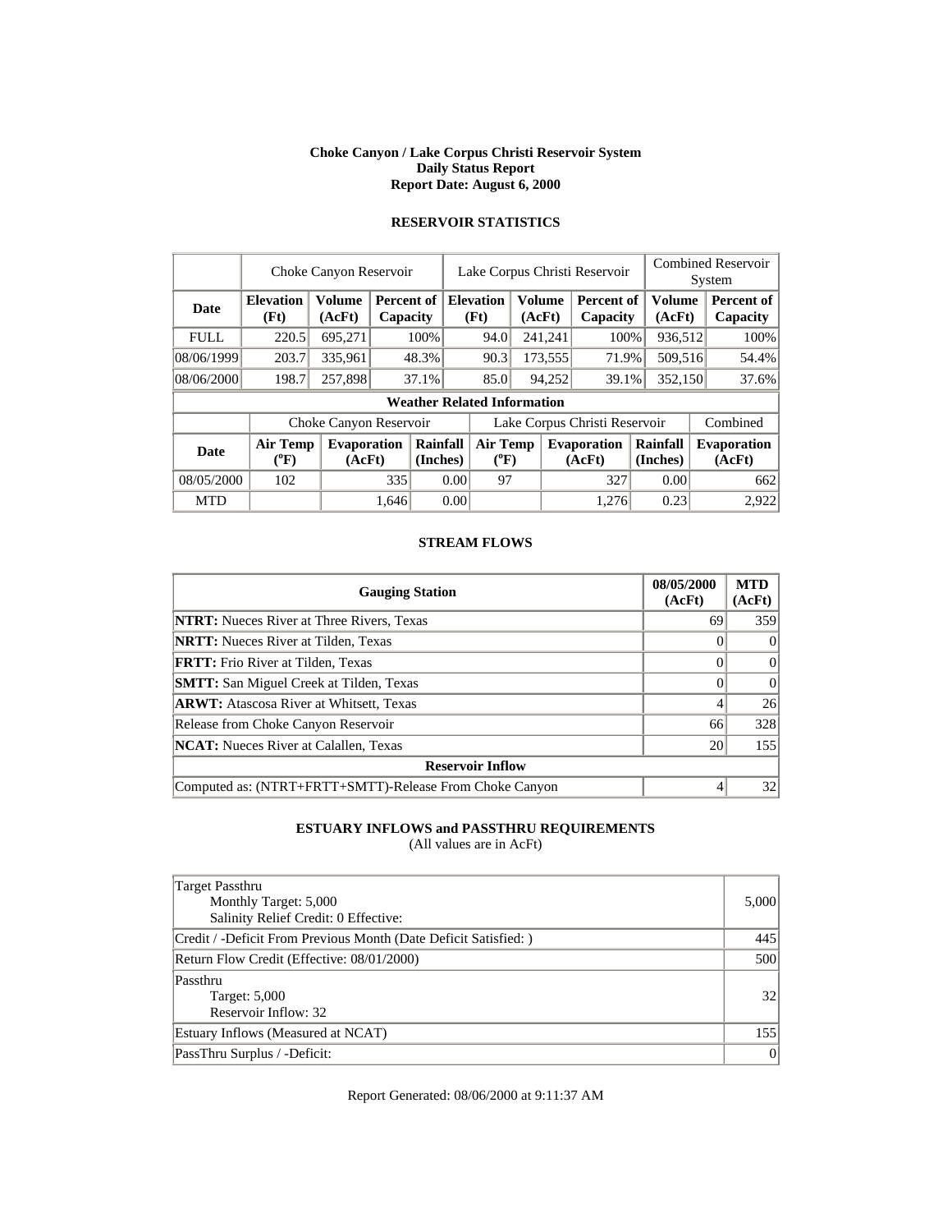**Choke Canyon / Lake Corpus Christi Reservoir System**
**Daily Status Report**
**Report Date: August 6, 2000**

## RESERVOIR STATISTICS

| | Choke Canyon Reservoir | | | Lake Corpus Christi Reservoir | | | Combined Reservoir System | |
|---|---|---|---|---|---|---|---|---|
| **Date** | **Elevation (Ft)** | **Volume (AcFt)** | **Percent of Capacity** | **Elevation (Ft)** | **Volume (AcFt)** | **Percent of Capacity** | **Volume (AcFt)** | **Percent of Capacity** |
| FULL | 220.5 | 695,271 | 100% | 94.0 | 241,241 | 100% | 936,512 | 100% |
| 08/06/1999 | 203.7 | 335,961 | 48.3% | 90.3 | 173,555 | 71.9% | 509,516 | 54.4% |
| 08/06/2000 | 198.7 | 257,898 | 37.1% | 85.0 | 94,252 | 39.1% | 352,150 | 37.6% |

**Weather Related Information**

| | Choke Canyon Reservoir | | | Lake Corpus Christi Reservoir | | | Combined |
|---|---|---|---|---|---|---|---|
| **Date** | **Air Temp (°F)** | **Evaporation (AcFt)** | **Rainfall (Inches)** | **Air Temp (°F)** | **Evaporation (AcFt)** | **Rainfall (Inches)** | **Evaporation (AcFt)** |
| 08/05/2000 | 102 | 335 | 0.00 | 97 | 327 | 0.00 | 662 |
| MTD | | 1,646 | 0.00 | | 1,276 | 0.23 | 2,922 |

## STREAM FLOWS

| Gauging Station | 08/05/2000 (AcFt) | MTD (AcFt) |
|---|---|---|
| **NTRT:** Nueces River at Three Rivers, Texas | 69 | 359 |
| **NRTT:** Nueces River at Tilden, Texas | 0 | 0 |
| **FRTT:** Frio River at Tilden, Texas | 0 | 0 |
| **SMTT:** San Miguel Creek at Tilden, Texas | 0 | 0 |
| **ARWT:** Atascosa River at Whitsett, Texas | 4 | 26 |
| Release from Choke Canyon Reservoir | 66 | 328 |
| **NCAT:** Nueces River at Calallen, Texas | 20 | 155 |
| **Reservoir Inflow** | | |
| Computed as: (NTRT+FRTT+SMTT)-Release From Choke Canyon | 4 | 32 |

## ESTUARY INFLOWS and PASSTHRU REQUIREMENTS

(All values are in AcFt)

| | |
|---|---|
| Target Passthru<br>Monthly Target: 5,000<br>Salinity Relief Credit: 0 Effective: | 5,000 |
| Credit / -Deficit From Previous Month (Date Deficit Satisfied: ) | 445 |
| Return Flow Credit (Effective: 08/01/2000) | 500 |
| Passthru<br>Target: 5,000<br>Reservoir Inflow: 32 | 32 |
| Estuary Inflows (Measured at NCAT) | 155 |
| PassThru Surplus / -Deficit: | 0 |

Report Generated: 08/06/2000 at 9:11:37 AM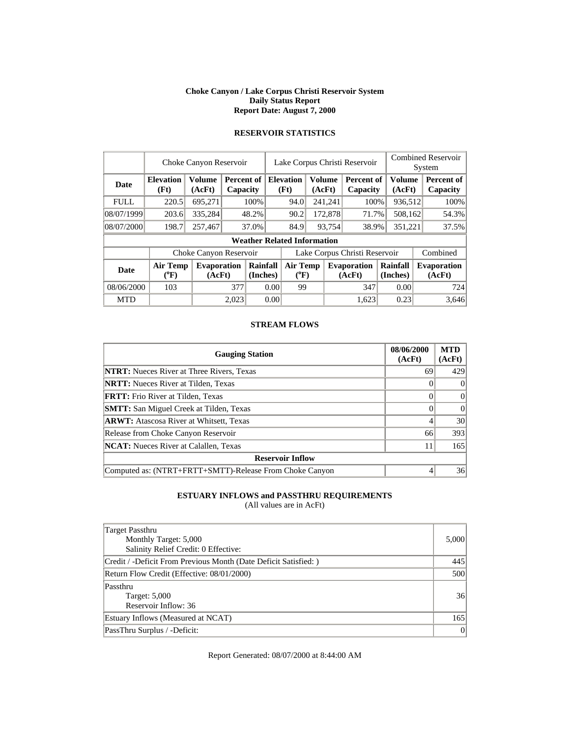# Choke Canyon / Lake Corpus Christi Reservoir System
## Daily Status Report
### Report Date: August 7, 2000

## RESERVOIR STATISTICS

| | Choke Canyon Reservoir | | | Lake Corpus Christi Reservoir | | | Combined Reservoir System | |
|---|---|---|---|---|---|---|---|---|
| **Date** | **Elevation (Ft)** | **Volume (AcFt)** | **Percent of Capacity** | **Elevation (Ft)** | **Volume (AcFt)** | **Percent of Capacity** | **Volume (AcFt)** | **Percent of Capacity** |
| FULL | 220.5 | 695,271 | 100% | 94.0 | 241,241 | 100% | 936,512 | 100% |
| 08/07/1999 | 203.6 | 335,284 | 48.2% | 90.2 | 172,878 | 71.7% | 508,162 | 54.3% |
| 08/07/2000 | 198.7 | 257,467 | 37.0% | 84.9 | 93,754 | 38.9% | 351,221 | 37.5% |

**Weather Related Information**

| | Choke Canyon Reservoir | | | Lake Corpus Christi Reservoir | | | Combined |
|---|---|---|---|---|---|---|---|
| **Date** | **Air Temp (°F)** | **Evaporation (AcFt)** | **Rainfall (Inches)** | **Air Temp (°F)** | **Evaporation (AcFt)** | **Rainfall (Inches)** | **Evaporation (AcFt)** |
| 08/06/2000 | 103 | 377 | 0.00 | 99 | 347 | 0.00 | 724 |
| MTD | | 2,023 | 0.00 | | 1,623 | 0.23 | 3,646 |

## STREAM FLOWS

| Gauging Station | 08/06/2000 (AcFt) | MTD (AcFt) |
|---|---|---|
| **NTRT:** Nueces River at Three Rivers, Texas | 69 | 429 |
| **NRTT:** Nueces River at Tilden, Texas | 0 | 0 |
| **FRTT:** Frio River at Tilden, Texas | 0 | 0 |
| **SMTT:** San Miguel Creek at Tilden, Texas | 0 | 0 |
| **ARWT:** Atascosa River at Whitsett, Texas | 4 | 30 |
| Release from Choke Canyon Reservoir | 66 | 393 |
| **NCAT:** Nueces River at Calallen, Texas | 11 | 165 |
| **Reservoir Inflow** | | |
| Computed as: (NTRT+FRTT+SMTT)-Release From Choke Canyon | 4 | 36 |

## ESTUARY INFLOWS and PASSTHRU REQUIREMENTS
(All values are in AcFt)

| | |
|---|---|
| Target Passthru<br>Monthly Target: 5,000<br>Salinity Relief Credit: 0 Effective: | 5,000 |
| Credit / -Deficit From Previous Month (Date Deficit Satisfied: ) | 445 |
| Return Flow Credit (Effective: 08/01/2000) | 500 |
| Passthru<br>Target: 5,000<br>Reservoir Inflow: 36 | 36 |
| Estuary Inflows (Measured at NCAT) | 165 |
| PassThru Surplus / -Deficit: | 0 |

Report Generated: 08/07/2000 at 8:44:00 AM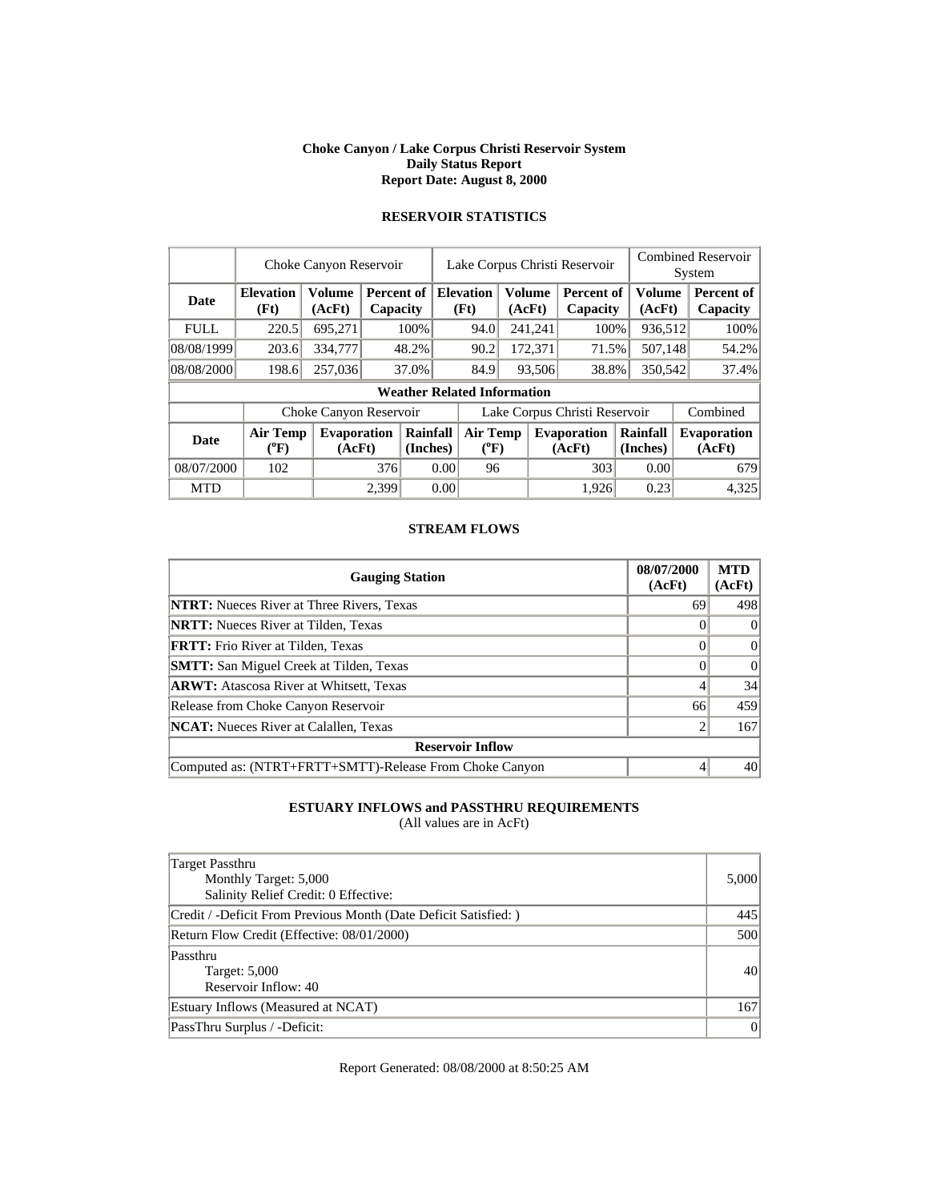# Choke Canyon / Lake Corpus Christi Reservoir System
## Daily Status Report
### Report Date: August 8, 2000

## RESERVOIR STATISTICS

| | Choke Canyon Reservoir | | | Lake Corpus Christi Reservoir | | | Combined Reservoir System | |
|---|---|---|---|---|---|---|---|---|
| **Date** | **Elevation (Ft)** | **Volume (AcFt)** | **Percent of Capacity** | **Elevation (Ft)** | **Volume (AcFt)** | **Percent of Capacity** | **Volume (AcFt)** | **Percent of Capacity** |
| FULL | 220.5 | 695,271 | 100% | 94.0 | 241,241 | 100% | 936,512 | 100% |
| 08/08/1999 | 203.6 | 334,777 | 48.2% | 90.2 | 172,371 | 71.5% | 507,148 | 54.2% |
| 08/08/2000 | 198.6 | 257,036 | 37.0% | 84.9 | 93,506 | 38.8% | 350,542 | 37.4% |

**Weather Related Information**

| | Choke Canyon Reservoir | | | Lake Corpus Christi Reservoir | | | Combined |
|---|---|---|---|---|---|---|---|
| **Date** | **Air Temp (ºF)** | **Evaporation (AcFt)** | **Rainfall (Inches)** | **Air Temp (ºF)** | **Evaporation (AcFt)** | **Rainfall (Inches)** | **Evaporation (AcFt)** |
| 08/07/2000 | 102 | 376 | 0.00 | 96 | 303 | 0.00 | 679 |
| MTD | | 2,399 | 0.00 | | 1,926 | 0.23 | 4,325 |

## STREAM FLOWS

| Gauging Station | 08/07/2000 (AcFt) | MTD (AcFt) |
|---|---|---|
| **NTRT:** Nueces River at Three Rivers, Texas | 69 | 498 |
| **NRTT:** Nueces River at Tilden, Texas | 0 | 0 |
| **FRTT:** Frio River at Tilden, Texas | 0 | 0 |
| **SMTT:** San Miguel Creek at Tilden, Texas | 0 | 0 |
| **ARWT:** Atascosa River at Whitsett, Texas | 4 | 34 |
| Release from Choke Canyon Reservoir | 66 | 459 |
| **NCAT:** Nueces River at Calallen, Texas | 2 | 167 |
| **Reservoir Inflow** | | |
| Computed as: (NTRT+FRTT+SMTT)-Release From Choke Canyon | 4 | 40 |

## ESTUARY INFLOWS and PASSTHRU REQUIREMENTS
(All values are in AcFt)

| | |
|---|---|
| Target Passthru<br>Monthly Target: 5,000<br>Salinity Relief Credit: 0 Effective: | 5,000 |
| Credit / -Deficit From Previous Month (Date Deficit Satisfied: ) | 445 |
| Return Flow Credit (Effective: 08/01/2000) | 500 |
| Passthru<br>Target: 5,000<br>Reservoir Inflow: 40 | 40 |
| Estuary Inflows (Measured at NCAT) | 167 |
| PassThru Surplus / -Deficit: | 0 |

Report Generated: 08/08/2000 at 8:50:25 AM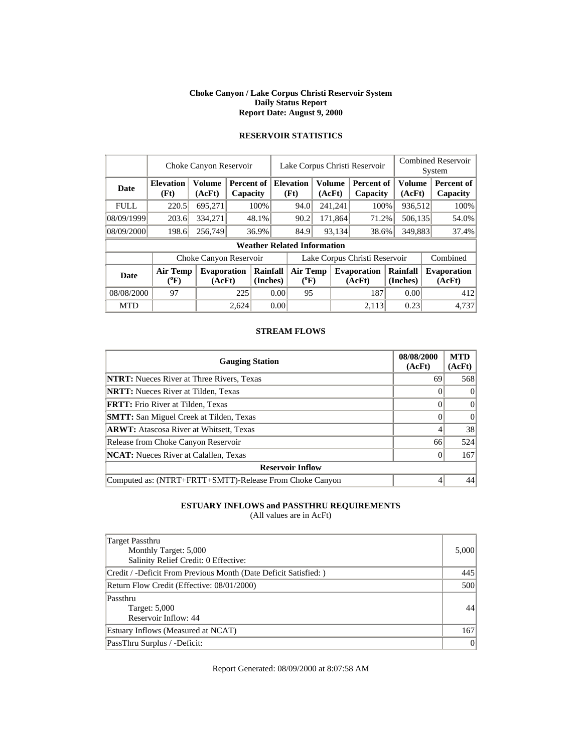**Choke Canyon / Lake Corpus Christi Reservoir System**
**Daily Status Report**
**Report Date: August 9, 2000**

## RESERVOIR STATISTICS

| | Choke Canyon Reservoir | | | Lake Corpus Christi Reservoir | | | Combined Reservoir System | |
|---|---|---|---|---|---|---|---|---|
| **Date** | **Elevation (Ft)** | **Volume (AcFt)** | **Percent of Capacity** | **Elevation (Ft)** | **Volume (AcFt)** | **Percent of Capacity** | **Volume (AcFt)** | **Percent of Capacity** |
| FULL | 220.5 | 695,271 | 100% | 94.0 | 241,241 | 100% | 936,512 | 100% |
| 08/09/1999 | 203.6 | 334,271 | 48.1% | 90.2 | 171,864 | 71.2% | 506,135 | 54.0% |
| 08/09/2000 | 198.6 | 256,749 | 36.9% | 84.9 | 93,134 | 38.6% | 349,883 | 37.4% |

**Weather Related Information**

| | Choke Canyon Reservoir | | | Lake Corpus Christi Reservoir | | | Combined |
|---|---|---|---|---|---|---|---|
| **Date** | **Air Temp (°F)** | **Evaporation (AcFt)** | **Rainfall (Inches)** | **Air Temp (°F)** | **Evaporation (AcFt)** | **Rainfall (Inches)** | **Evaporation (AcFt)** |
| 08/08/2000 | 97 | 225 | 0.00 | 95 | 187 | 0.00 | 412 |
| MTD | | 2,624 | 0.00 | | 2,113 | 0.23 | 4,737 |

## STREAM FLOWS

| Gauging Station | 08/08/2000 (AcFt) | MTD (AcFt) |
|---|---|---|
| **NTRT:** Nueces River at Three Rivers, Texas | 69 | 568 |
| **NRTT:** Nueces River at Tilden, Texas | 0 | 0 |
| **FRTT:** Frio River at Tilden, Texas | 0 | 0 |
| **SMTT:** San Miguel Creek at Tilden, Texas | 0 | 0 |
| **ARWT:** Atascosa River at Whitsett, Texas | 4 | 38 |
| Release from Choke Canyon Reservoir | 66 | 524 |
| **NCAT:** Nueces River at Calallen, Texas | 0 | 167 |
| **Reservoir Inflow** | | |
| Computed as: (NTRT+FRTT+SMTT)-Release From Choke Canyon | 4 | 44 |

## ESTUARY INFLOWS and PASSTHRU REQUIREMENTS

(All values are in AcFt)

| | |
|---|---|
| Target Passthru<br>Monthly Target: 5,000<br>Salinity Relief Credit: 0 Effective: | 5,000 |
| Credit / -Deficit From Previous Month (Date Deficit Satisfied: ) | 445 |
| Return Flow Credit (Effective: 08/01/2000) | 500 |
| Passthru<br>Target: 5,000<br>Reservoir Inflow: 44 | 44 |
| Estuary Inflows (Measured at NCAT) | 167 |
| PassThru Surplus / -Deficit: | 0 |

Report Generated: 08/09/2000 at 8:07:58 AM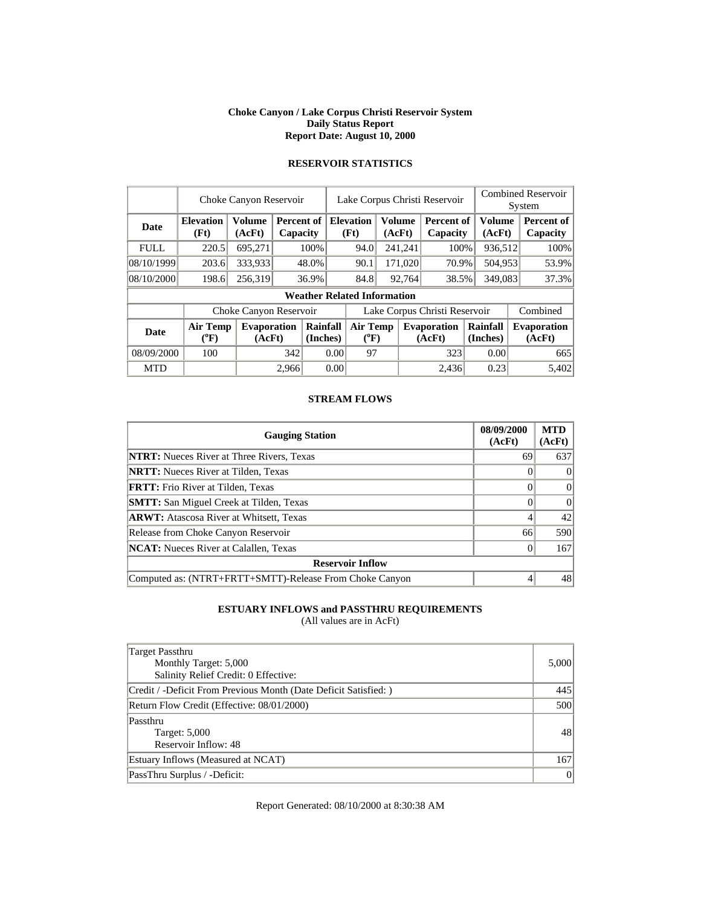**Choke Canyon / Lake Corpus Christi Reservoir System**
**Daily Status Report**
**Report Date: August 10, 2000**

## RESERVOIR STATISTICS

| | Choke Canyon Reservoir | | | Lake Corpus Christi Reservoir | | | Combined Reservoir System | |
|---|---|---|---|---|---|---|---|---|
| **Date** | **Elevation (Ft)** | **Volume (AcFt)** | **Percent of Capacity** | **Elevation (Ft)** | **Volume (AcFt)** | **Percent of Capacity** | **Volume (AcFt)** | **Percent of Capacity** |
| FULL | 220.5 | 695,271 | 100% | 94.0 | 241,241 | 100% | 936,512 | 100% |
| 08/10/1999 | 203.6 | 333,933 | 48.0% | 90.1 | 171,020 | 70.9% | 504,953 | 53.9% |
| 08/10/2000 | 198.6 | 256,319 | 36.9% | 84.8 | 92,764 | 38.5% | 349,083 | 37.3% |

**Weather Related Information**

| | Choke Canyon Reservoir | | | Lake Corpus Christi Reservoir | | | Combined |
|---|---|---|---|---|---|---|---|
| **Date** | **Air Temp (°F)** | **Evaporation (AcFt)** | **Rainfall (Inches)** | **Air Temp (°F)** | **Evaporation (AcFt)** | **Rainfall (Inches)** | **Evaporation (AcFt)** |
| 08/09/2000 | 100 | 342 | 0.00 | 97 | 323 | 0.00 | 665 |
| MTD | | 2,966 | 0.00 | | 2,436 | 0.23 | 5,402 |

## STREAM FLOWS

| Gauging Station | 08/09/2000 (AcFt) | MTD (AcFt) |
|---|---|---|
| **NTRT:** Nueces River at Three Rivers, Texas | 69 | 637 |
| **NRTT:** Nueces River at Tilden, Texas | 0 | 0 |
| **FRTT:** Frio River at Tilden, Texas | 0 | 0 |
| **SMTT:** San Miguel Creek at Tilden, Texas | 0 | 0 |
| **ARWT:** Atascosa River at Whitsett, Texas | 4 | 42 |
| Release from Choke Canyon Reservoir | 66 | 590 |
| **NCAT:** Nueces River at Calallen, Texas | 0 | 167 |
| **Reservoir Inflow** | | |
| Computed as: (NTRT+FRTT+SMTT)-Release From Choke Canyon | 4 | 48 |

## ESTUARY INFLOWS and PASSTHRU REQUIREMENTS

(All values are in AcFt)

| | |
|---|---|
| Target Passthru<br>Monthly Target: 5,000<br>Salinity Relief Credit: 0 Effective: | 5,000 |
| Credit / -Deficit From Previous Month (Date Deficit Satisfied: ) | 445 |
| Return Flow Credit (Effective: 08/01/2000) | 500 |
| Passthru<br>Target: 5,000<br>Reservoir Inflow: 48 | 48 |
| Estuary Inflows (Measured at NCAT) | 167 |
| PassThru Surplus / -Deficit: | 0 |

Report Generated: 08/10/2000 at 8:30:38 AM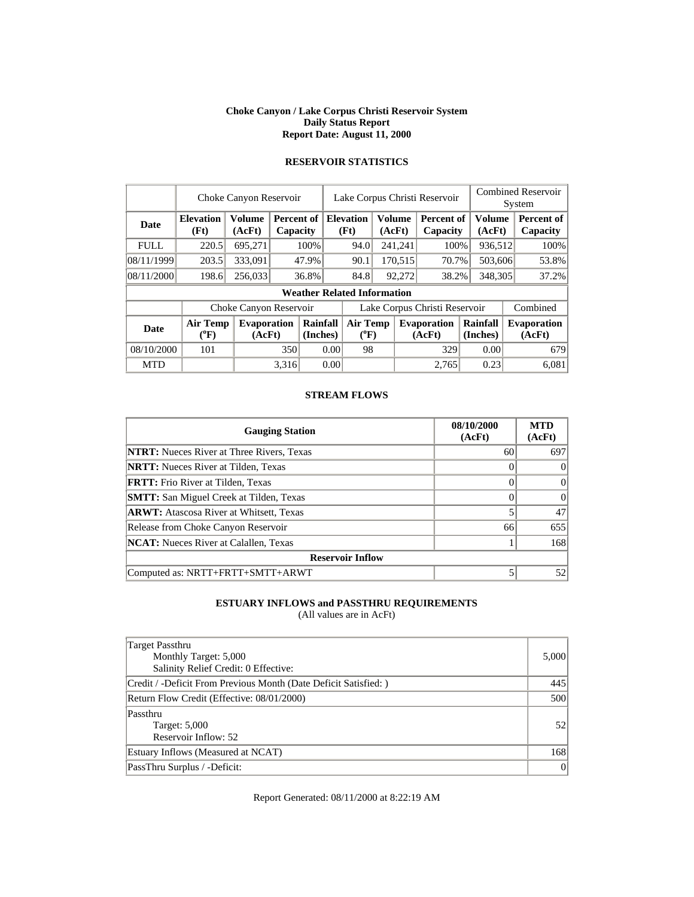**Choke Canyon / Lake Corpus Christi Reservoir System**
**Daily Status Report**
**Report Date: August 11, 2000**

## RESERVOIR STATISTICS

| | Choke Canyon Reservoir | | | Lake Corpus Christi Reservoir | | | Combined Reservoir System | |
|---|---|---|---|---|---|---|---|---|
| **Date** | **Elevation (Ft)** | **Volume (AcFt)** | **Percent of Capacity** | **Elevation (Ft)** | **Volume (AcFt)** | **Percent of Capacity** | **Volume (AcFt)** | **Percent of Capacity** |
| FULL | 220.5 | 695,271 | 100% | 94.0 | 241,241 | 100% | 936,512 | 100% |
| 08/11/1999 | 203.5 | 333,091 | 47.9% | 90.1 | 170,515 | 70.7% | 503,606 | 53.8% |
| 08/11/2000 | 198.6 | 256,033 | 36.8% | 84.8 | 92,272 | 38.2% | 348,305 | 37.2% |

**Weather Related Information**

| | Choke Canyon Reservoir | | | Lake Corpus Christi Reservoir | | | Combined |
|---|---|---|---|---|---|---|---|
| **Date** | **Air Temp (°F)** | **Evaporation (AcFt)** | **Rainfall (Inches)** | **Air Temp (°F)** | **Evaporation (AcFt)** | **Rainfall (Inches)** | **Evaporation (AcFt)** |
| 08/10/2000 | 101 | 350 | 0.00 | 98 | 329 | 0.00 | 679 |
| MTD | | 3,316 | 0.00 | | 2,765 | 0.23 | 6,081 |

## STREAM FLOWS

| Gauging Station | 08/10/2000 (AcFt) | MTD (AcFt) |
|---|---|---|
| **NTRT:** Nueces River at Three Rivers, Texas | 60 | 697 |
| **NRTT:** Nueces River at Tilden, Texas | 0 | 0 |
| **FRTT:** Frio River at Tilden, Texas | 0 | 0 |
| **SMTT:** San Miguel Creek at Tilden, Texas | 0 | 0 |
| **ARWT:** Atascosa River at Whitsett, Texas | 5 | 47 |
| Release from Choke Canyon Reservoir | 66 | 655 |
| **NCAT:** Nueces River at Calallen, Texas | 1 | 168 |
| **Reservoir Inflow** | | |
| Computed as: NRTT+FRTT+SMTT+ARWT | 5 | 52 |

## ESTUARY INFLOWS and PASSTHRU REQUIREMENTS

(All values are in AcFt)

| | |
|---|---|
| Target Passthru<br>Monthly Target: 5,000<br>Salinity Relief Credit: 0 Effective: | 5,000 |
| Credit / -Deficit From Previous Month (Date Deficit Satisfied: ) | 445 |
| Return Flow Credit (Effective: 08/01/2000) | 500 |
| Passthru<br>Target: 5,000<br>Reservoir Inflow: 52 | 52 |
| Estuary Inflows (Measured at NCAT) | 168 |
| PassThru Surplus / -Deficit: | 0 |

Report Generated: 08/11/2000 at 8:22:19 AM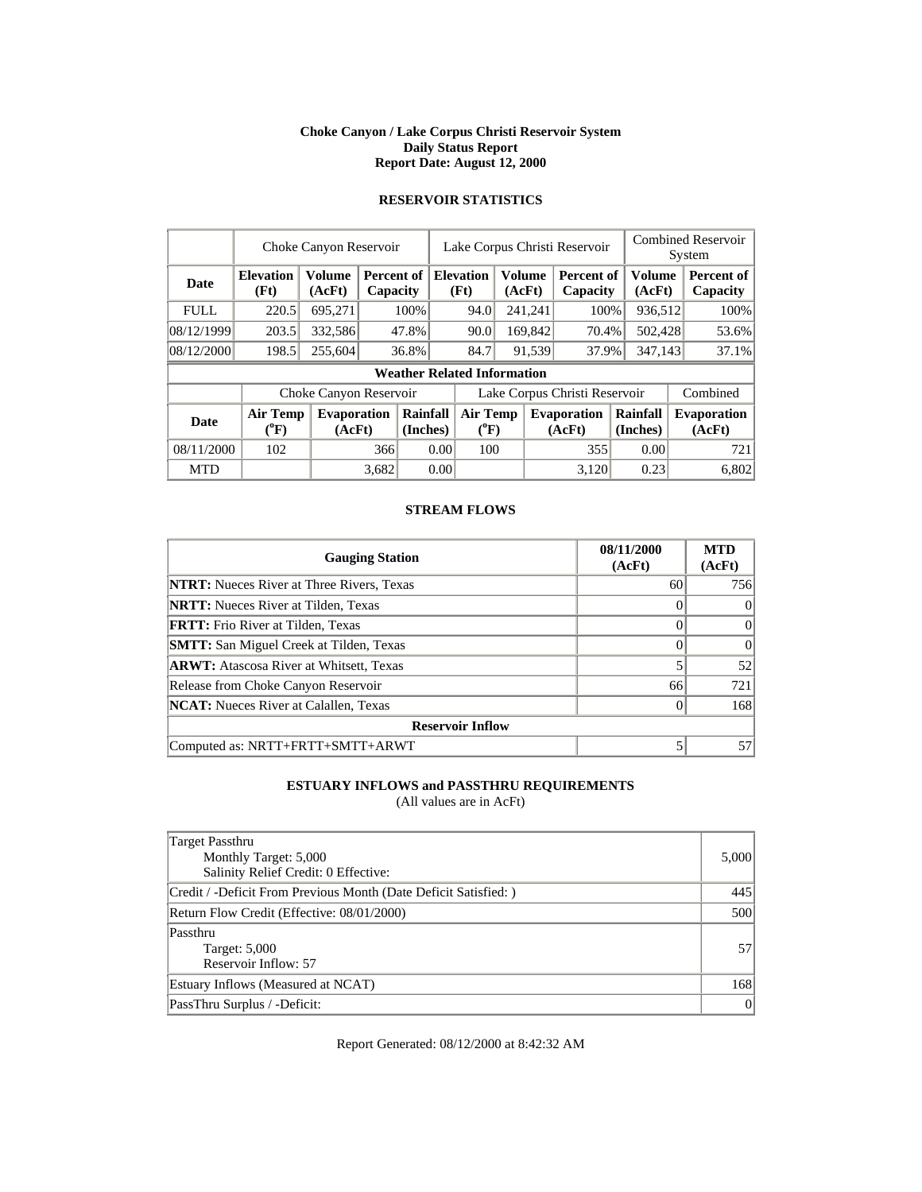**Choke Canyon / Lake Corpus Christi Reservoir System**
**Daily Status Report**
**Report Date: August 12, 2000**

## RESERVOIR STATISTICS

| | Choke Canyon Reservoir | | | Lake Corpus Christi Reservoir | | | Combined Reservoir System | |
|---|---|---|---|---|---|---|---|---|
| **Date** | **Elevation (Ft)** | **Volume (AcFt)** | **Percent of Capacity** | **Elevation (Ft)** | **Volume (AcFt)** | **Percent of Capacity** | **Volume (AcFt)** | **Percent of Capacity** |
| FULL | 220.5 | 695,271 | 100% | 94.0 | 241,241 | 100% | 936,512 | 100% |
| 08/12/1999 | 203.5 | 332,586 | 47.8% | 90.0 | 169,842 | 70.4% | 502,428 | 53.6% |
| 08/12/2000 | 198.5 | 255,604 | 36.8% | 84.7 | 91,539 | 37.9% | 347,143 | 37.1% |

**Weather Related Information**

| | Choke Canyon Reservoir | | | Lake Corpus Christi Reservoir | | | Combined |
|---|---|---|---|---|---|---|---|
| **Date** | **Air Temp (°F)** | **Evaporation (AcFt)** | **Rainfall (Inches)** | **Air Temp (°F)** | **Evaporation (AcFt)** | **Rainfall (Inches)** | **Evaporation (AcFt)** |
| 08/11/2000 | 102 | 366 | 0.00 | 100 | 355 | 0.00 | 721 |
| MTD | | 3,682 | 0.00 | | 3,120 | 0.23 | 6,802 |

## STREAM FLOWS

| Gauging Station | 08/11/2000 (AcFt) | MTD (AcFt) |
|---|---|---|
| **NTRT:** Nueces River at Three Rivers, Texas | 60 | 756 |
| **NRTT:** Nueces River at Tilden, Texas | 0 | 0 |
| **FRTT:** Frio River at Tilden, Texas | 0 | 0 |
| **SMTT:** San Miguel Creek at Tilden, Texas | 0 | 0 |
| **ARWT:** Atascosa River at Whitsett, Texas | 5 | 52 |
| Release from Choke Canyon Reservoir | 66 | 721 |
| **NCAT:** Nueces River at Calallen, Texas | 0 | 168 |
| **Reservoir Inflow** | | |
| Computed as: NRTT+FRTT+SMTT+ARWT | 5 | 57 |

## ESTUARY INFLOWS and PASSTHRU REQUIREMENTS

(All values are in AcFt)

| | |
|---|---|
| Target Passthru<br>Monthly Target: 5,000<br>Salinity Relief Credit: 0 Effective: | 5,000 |
| Credit / -Deficit From Previous Month (Date Deficit Satisfied: ) | 445 |
| Return Flow Credit (Effective: 08/01/2000) | 500 |
| Passthru<br>Target: 5,000<br>Reservoir Inflow: 57 | 57 |
| Estuary Inflows (Measured at NCAT) | 168 |
| PassThru Surplus / -Deficit: | 0 |

Report Generated: 08/12/2000 at 8:42:32 AM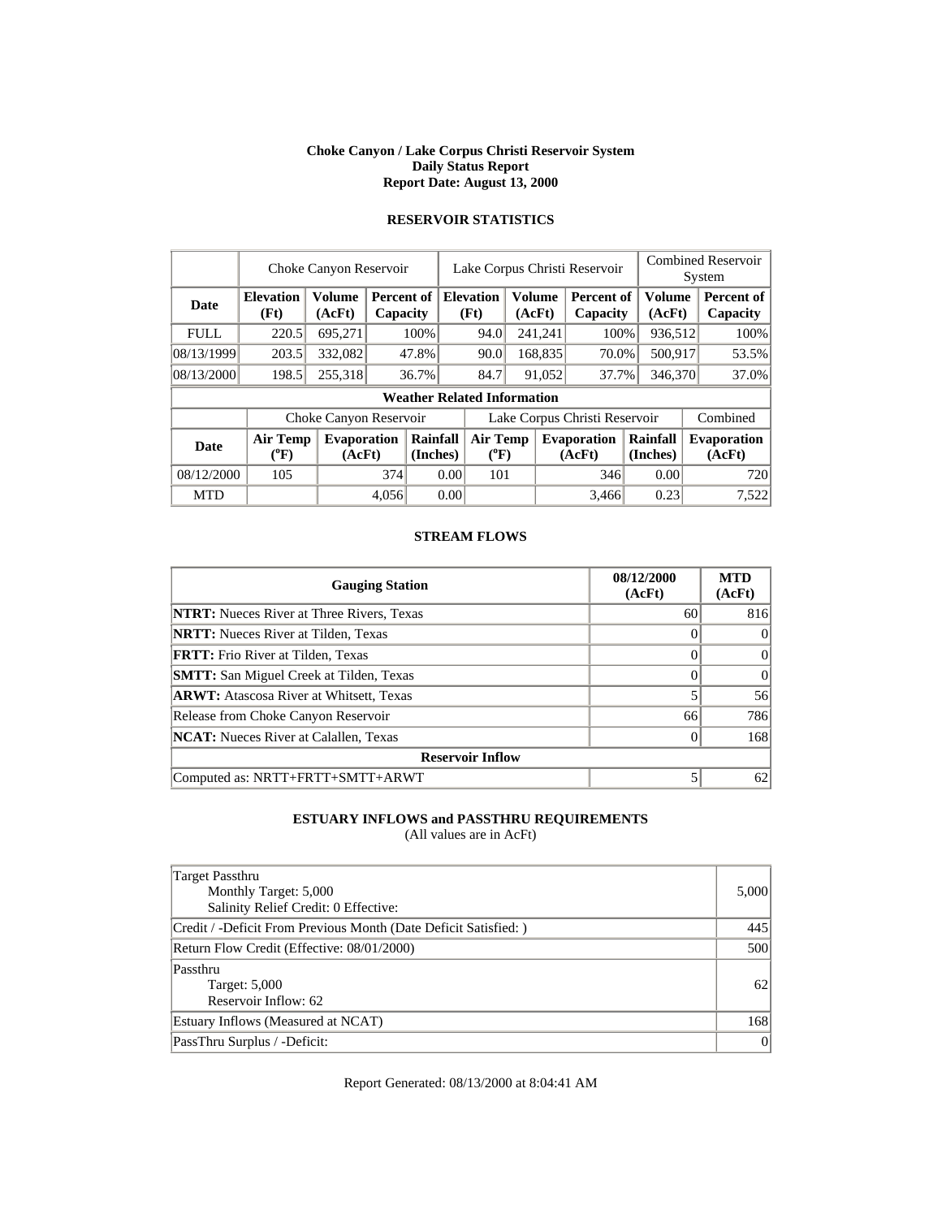**Choke Canyon / Lake Corpus Christi Reservoir System**
**Daily Status Report**
**Report Date: August 13, 2000**

## RESERVOIR STATISTICS

| | Choke Canyon Reservoir | | | Lake Corpus Christi Reservoir | | | Combined Reservoir System | |
|---|---|---|---|---|---|---|---|---|
| **Date** | **Elevation (Ft)** | **Volume (AcFt)** | **Percent of Capacity** | **Elevation (Ft)** | **Volume (AcFt)** | **Percent of Capacity** | **Volume (AcFt)** | **Percent of Capacity** |
| FULL | 220.5 | 695,271 | 100% | 94.0 | 241,241 | 100% | 936,512 | 100% |
| 08/13/1999 | 203.5 | 332,082 | 47.8% | 90.0 | 168,835 | 70.0% | 500,917 | 53.5% |
| 08/13/2000 | 198.5 | 255,318 | 36.7% | 84.7 | 91,052 | 37.7% | 346,370 | 37.0% |

**Weather Related Information**

| | Choke Canyon Reservoir | | | Lake Corpus Christi Reservoir | | | Combined |
|---|---|---|---|---|---|---|---|
| **Date** | **Air Temp (°F)** | **Evaporation (AcFt)** | **Rainfall (Inches)** | **Air Temp (°F)** | **Evaporation (AcFt)** | **Rainfall (Inches)** | **Evaporation (AcFt)** |
| 08/12/2000 | 105 | 374 | 0.00 | 101 | 346 | 0.00 | 720 |
| MTD | | 4,056 | 0.00 | | 3,466 | 0.23 | 7,522 |

## STREAM FLOWS

| Gauging Station | 08/12/2000 (AcFt) | MTD (AcFt) |
|---|---|---|
| **NTRT:** Nueces River at Three Rivers, Texas | 60 | 816 |
| **NRTT:** Nueces River at Tilden, Texas | 0 | 0 |
| **FRTT:** Frio River at Tilden, Texas | 0 | 0 |
| **SMTT:** San Miguel Creek at Tilden, Texas | 0 | 0 |
| **ARWT:** Atascosa River at Whitsett, Texas | 5 | 56 |
| Release from Choke Canyon Reservoir | 66 | 786 |
| **NCAT:** Nueces River at Calallen, Texas | 0 | 168 |
| **Reservoir Inflow** | | |
| Computed as: NRTT+FRTT+SMTT+ARWT | 5 | 62 |

## ESTUARY INFLOWS and PASSTHRU REQUIREMENTS

(All values are in AcFt)

| | |
|---|---|
| Target Passthru<br>Monthly Target: 5,000<br>Salinity Relief Credit: 0 Effective: | 5,000 |
| Credit / -Deficit From Previous Month (Date Deficit Satisfied: ) | 445 |
| Return Flow Credit (Effective: 08/01/2000) | 500 |
| Passthru<br>Target: 5,000<br>Reservoir Inflow: 62 | 62 |
| Estuary Inflows (Measured at NCAT) | 168 |
| PassThru Surplus / -Deficit: | 0 |

Report Generated: 08/13/2000 at 8:04:41 AM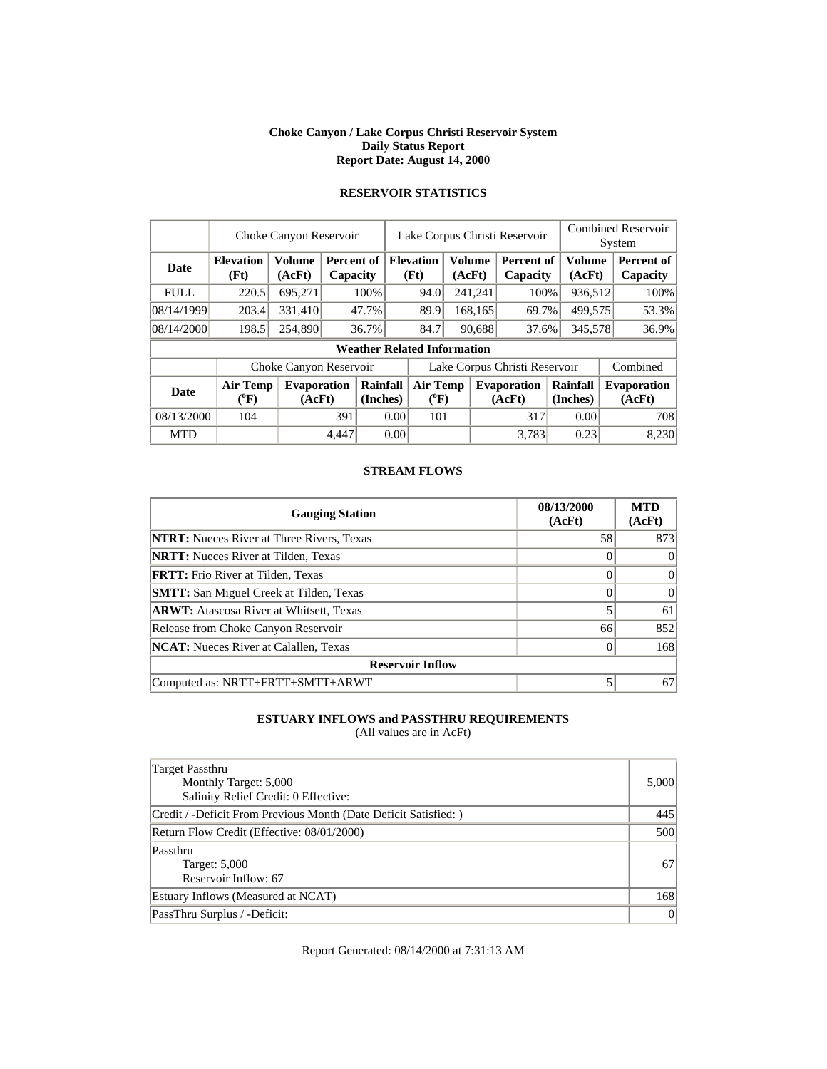**Choke Canyon / Lake Corpus Christi Reservoir System**
**Daily Status Report**
**Report Date: August 14, 2000**

## RESERVOIR STATISTICS

| | Choke Canyon Reservoir | | | Lake Corpus Christi Reservoir | | | Combined Reservoir System | |
|---|---|---|---|---|---|---|---|---|
| **Date** | **Elevation (Ft)** | **Volume (AcFt)** | **Percent of Capacity** | **Elevation (Ft)** | **Volume (AcFt)** | **Percent of Capacity** | **Volume (AcFt)** | **Percent of Capacity** |
| FULL | 220.5 | 695,271 | 100% | 94.0 | 241,241 | 100% | 936,512 | 100% |
| 08/14/1999 | 203.4 | 331,410 | 47.7% | 89.9 | 168,165 | 69.7% | 499,575 | 53.3% |
| 08/14/2000 | 198.5 | 254,890 | 36.7% | 84.7 | 90,688 | 37.6% | 345,578 | 36.9% |

**Weather Related Information**

| | Choke Canyon Reservoir | | | Lake Corpus Christi Reservoir | | | Combined |
|---|---|---|---|---|---|---|---|
| **Date** | **Air Temp (°F)** | **Evaporation (AcFt)** | **Rainfall (Inches)** | **Air Temp (°F)** | **Evaporation (AcFt)** | **Rainfall (Inches)** | **Evaporation (AcFt)** |
| 08/13/2000 | 104 | 391 | 0.00 | 101 | 317 | 0.00 | 708 |
| MTD | | 4,447 | 0.00 | | 3,783 | 0.23 | 8,230 |

## STREAM FLOWS

| Gauging Station | 08/13/2000 (AcFt) | MTD (AcFt) |
|---|---|---|
| **NTRT:** Nueces River at Three Rivers, Texas | 58 | 873 |
| **NRTT:** Nueces River at Tilden, Texas | 0 | 0 |
| **FRTT:** Frio River at Tilden, Texas | 0 | 0 |
| **SMTT:** San Miguel Creek at Tilden, Texas | 0 | 0 |
| **ARWT:** Atascosa River at Whitsett, Texas | 5 | 61 |
| Release from Choke Canyon Reservoir | 66 | 852 |
| **NCAT:** Nueces River at Calallen, Texas | 0 | 168 |
| **Reservoir Inflow** | | |
| Computed as: NRTT+FRTT+SMTT+ARWT | 5 | 67 |

## ESTUARY INFLOWS and PASSTHRU REQUIREMENTS

(All values are in AcFt)

| | |
|---|---|
| Target Passthru<br>Monthly Target: 5,000<br>Salinity Relief Credit: 0 Effective: | 5,000 |
| Credit / -Deficit From Previous Month (Date Deficit Satisfied: ) | 445 |
| Return Flow Credit (Effective: 08/01/2000) | 500 |
| Passthru<br>Target: 5,000<br>Reservoir Inflow: 67 | 67 |
| Estuary Inflows (Measured at NCAT) | 168 |
| PassThru Surplus / -Deficit: | 0 |

Report Generated: 08/14/2000 at 7:31:13 AM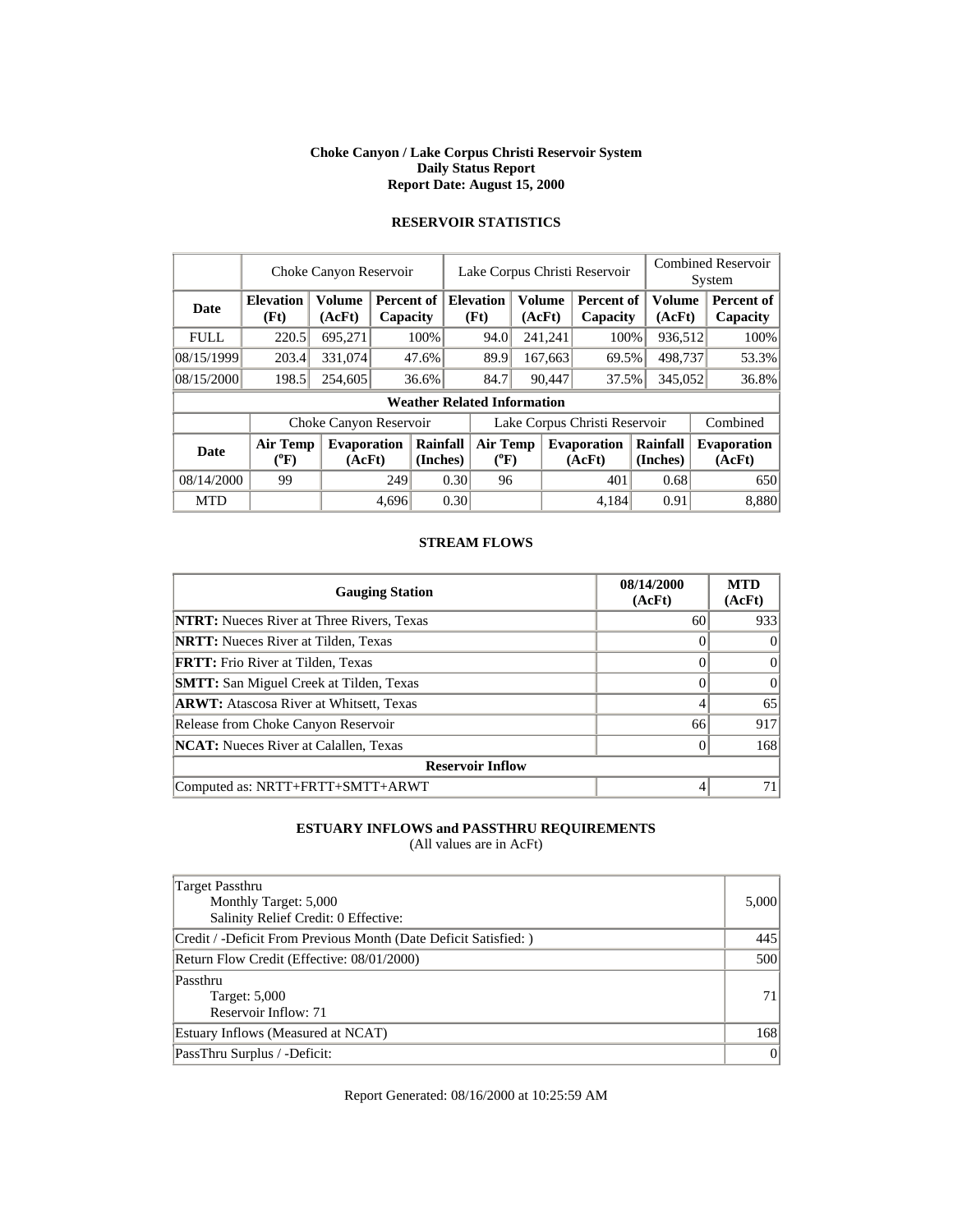**Choke Canyon / Lake Corpus Christi Reservoir System**
**Daily Status Report**
**Report Date: August 15, 2000**

## RESERVOIR STATISTICS

| | Choke Canyon Reservoir | | | Lake Corpus Christi Reservoir | | | Combined Reservoir System | |
|---|---|---|---|---|---|---|---|---|
| **Date** | **Elevation (Ft)** | **Volume (AcFt)** | **Percent of Capacity** | **Elevation (Ft)** | **Volume (AcFt)** | **Percent of Capacity** | **Volume (AcFt)** | **Percent of Capacity** |
| FULL | 220.5 | 695,271 | 100% | 94.0 | 241,241 | 100% | 936,512 | 100% |
| 08/15/1999 | 203.4 | 331,074 | 47.6% | 89.9 | 167,663 | 69.5% | 498,737 | 53.3% |
| 08/15/2000 | 198.5 | 254,605 | 36.6% | 84.7 | 90,447 | 37.5% | 345,052 | 36.8% |

**Weather Related Information**

| | Choke Canyon Reservoir | | | Lake Corpus Christi Reservoir | | | Combined |
|---|---|---|---|---|---|---|---|
| **Date** | **Air Temp (°F)** | **Evaporation (AcFt)** | **Rainfall (Inches)** | **Air Temp (°F)** | **Evaporation (AcFt)** | **Rainfall (Inches)** | **Evaporation (AcFt)** |
| 08/14/2000 | 99 | 249 | 0.30 | 96 | 401 | 0.68 | 650 |
| MTD | | 4,696 | 0.30 | | 4,184 | 0.91 | 8,880 |

## STREAM FLOWS

| Gauging Station | 08/14/2000 (AcFt) | MTD (AcFt) |
|---|---|---|
| **NTRT:** Nueces River at Three Rivers, Texas | 60 | 933 |
| **NRTT:** Nueces River at Tilden, Texas | 0 | 0 |
| **FRTT:** Frio River at Tilden, Texas | 0 | 0 |
| **SMTT:** San Miguel Creek at Tilden, Texas | 0 | 0 |
| **ARWT:** Atascosa River at Whitsett, Texas | 4 | 65 |
| Release from Choke Canyon Reservoir | 66 | 917 |
| **NCAT:** Nueces River at Calallen, Texas | 0 | 168 |
| **Reservoir Inflow** | | |
| Computed as: NRTT+FRTT+SMTT+ARWT | 4 | 71 |

## ESTUARY INFLOWS and PASSTHRU REQUIREMENTS

(All values are in AcFt)

| | |
|---|---|
| Target Passthru<br>Monthly Target: 5,000<br>Salinity Relief Credit: 0 Effective: | 5,000 |
| Credit / -Deficit From Previous Month (Date Deficit Satisfied: ) | 445 |
| Return Flow Credit (Effective: 08/01/2000) | 500 |
| Passthru<br>Target: 5,000<br>Reservoir Inflow: 71 | 71 |
| Estuary Inflows (Measured at NCAT) | 168 |
| PassThru Surplus / -Deficit: | 0 |

Report Generated: 08/16/2000 at 10:25:59 AM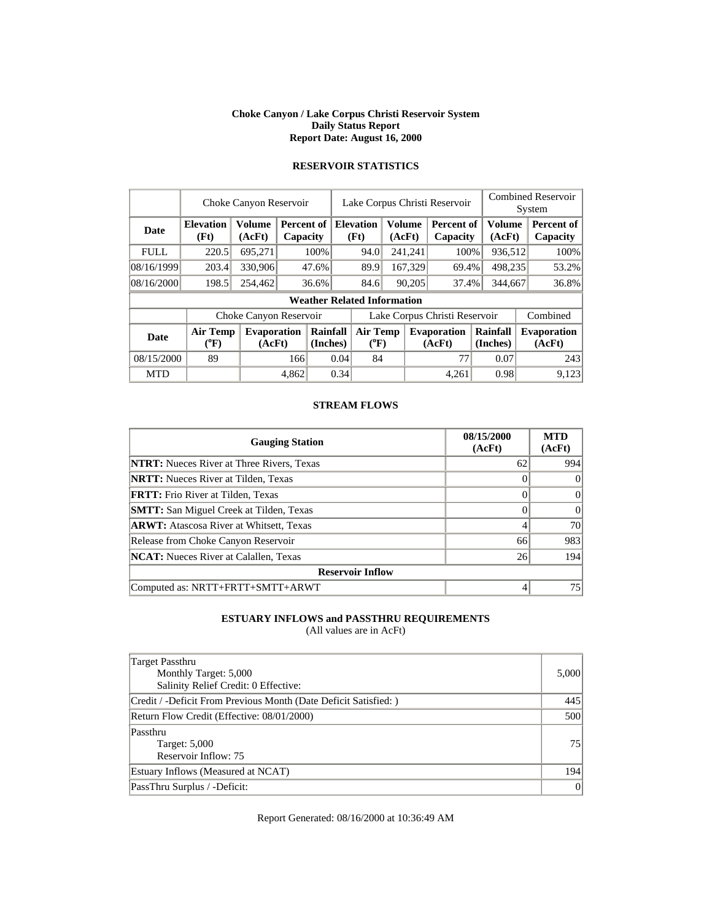**Choke Canyon / Lake Corpus Christi Reservoir System**
**Daily Status Report**
**Report Date: August 16, 2000**

## RESERVOIR STATISTICS

| | Choke Canyon Reservoir | | | Lake Corpus Christi Reservoir | | | Combined Reservoir System | |
|---|---|---|---|---|---|---|---|---|
| **Date** | **Elevation (Ft)** | **Volume (AcFt)** | **Percent of Capacity** | **Elevation (Ft)** | **Volume (AcFt)** | **Percent of Capacity** | **Volume (AcFt)** | **Percent of Capacity** |
| FULL | 220.5 | 695,271 | 100% | 94.0 | 241,241 | 100% | 936,512 | 100% |
| 08/16/1999 | 203.4 | 330,906 | 47.6% | 89.9 | 167,329 | 69.4% | 498,235 | 53.2% |
| 08/16/2000 | 198.5 | 254,462 | 36.6% | 84.6 | 90,205 | 37.4% | 344,667 | 36.8% |

**Weather Related Information**

| | Choke Canyon Reservoir | | | Lake Corpus Christi Reservoir | | | Combined |
|---|---|---|---|---|---|---|---|
| **Date** | **Air Temp (°F)** | **Evaporation (AcFt)** | **Rainfall (Inches)** | **Air Temp (°F)** | **Evaporation (AcFt)** | **Rainfall (Inches)** | **Evaporation (AcFt)** |
| 08/15/2000 | 89 | 166 | 0.04 | 84 | 77 | 0.07 | 243 |
| MTD | | 4,862 | 0.34 | | 4,261 | 0.98 | 9,123 |

## STREAM FLOWS

| Gauging Station | 08/15/2000 (AcFt) | MTD (AcFt) |
|---|---|---|
| **NTRT:** Nueces River at Three Rivers, Texas | 62 | 994 |
| **NRTT:** Nueces River at Tilden, Texas | 0 | 0 |
| **FRTT:** Frio River at Tilden, Texas | 0 | 0 |
| **SMTT:** San Miguel Creek at Tilden, Texas | 0 | 0 |
| **ARWT:** Atascosa River at Whitsett, Texas | 4 | 70 |
| Release from Choke Canyon Reservoir | 66 | 983 |
| **NCAT:** Nueces River at Calallen, Texas | 26 | 194 |
| **Reservoir Inflow** | | |
| Computed as: NRTT+FRTT+SMTT+ARWT | 4 | 75 |

## ESTUARY INFLOWS and PASSTHRU REQUIREMENTS

(All values are in AcFt)

| | |
|---|---|
| Target Passthru<br>Monthly Target: 5,000<br>Salinity Relief Credit: 0 Effective: | 5,000 |
| Credit / -Deficit From Previous Month (Date Deficit Satisfied: ) | 445 |
| Return Flow Credit (Effective: 08/01/2000) | 500 |
| Passthru<br>Target: 5,000<br>Reservoir Inflow: 75 | 75 |
| Estuary Inflows (Measured at NCAT) | 194 |
| PassThru Surplus / -Deficit: | 0 |

Report Generated: 08/16/2000 at 10:36:49 AM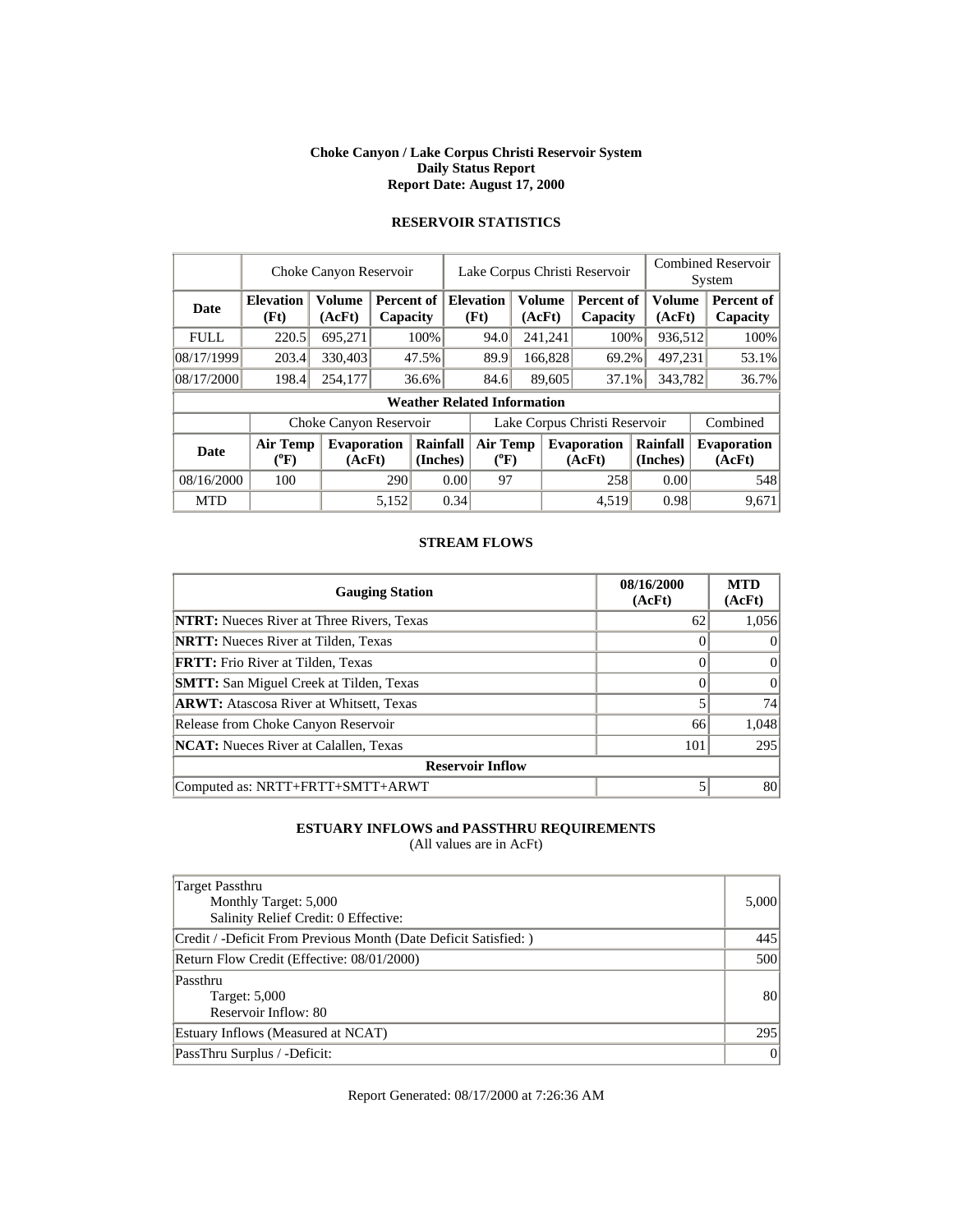**Choke Canyon / Lake Corpus Christi Reservoir System**
**Daily Status Report**
**Report Date: August 17, 2000**

## RESERVOIR STATISTICS

| | Choke Canyon Reservoir | | | Lake Corpus Christi Reservoir | | | Combined Reservoir System | |
|---|---|---|---|---|---|---|---|---|
| **Date** | **Elevation (Ft)** | **Volume (AcFt)** | **Percent of Capacity** | **Elevation (Ft)** | **Volume (AcFt)** | **Percent of Capacity** | **Volume (AcFt)** | **Percent of Capacity** |
| FULL | 220.5 | 695,271 | 100% | 94.0 | 241,241 | 100% | 936,512 | 100% |
| 08/17/1999 | 203.4 | 330,403 | 47.5% | 89.9 | 166,828 | 69.2% | 497,231 | 53.1% |
| 08/17/2000 | 198.4 | 254,177 | 36.6% | 84.6 | 89,605 | 37.1% | 343,782 | 36.7% |

**Weather Related Information**

| | Choke Canyon Reservoir | | | Lake Corpus Christi Reservoir | | | Combined |
|---|---|---|---|---|---|---|---|
| **Date** | **Air Temp (°F)** | **Evaporation (AcFt)** | **Rainfall (Inches)** | **Air Temp (°F)** | **Evaporation (AcFt)** | **Rainfall (Inches)** | **Evaporation (AcFt)** |
| 08/16/2000 | 100 | 290 | 0.00 | 97 | 258 | 0.00 | 548 |
| MTD | | 5,152 | 0.34 | | 4,519 | 0.98 | 9,671 |

## STREAM FLOWS

| Gauging Station | 08/16/2000 (AcFt) | MTD (AcFt) |
|---|---|---|
| **NTRT:** Nueces River at Three Rivers, Texas | 62 | 1,056 |
| **NRTT:** Nueces River at Tilden, Texas | 0 | 0 |
| **FRTT:** Frio River at Tilden, Texas | 0 | 0 |
| **SMTT:** San Miguel Creek at Tilden, Texas | 0 | 0 |
| **ARWT:** Atascosa River at Whitsett, Texas | 5 | 74 |
| Release from Choke Canyon Reservoir | 66 | 1,048 |
| **NCAT:** Nueces River at Calallen, Texas | 101 | 295 |
| **Reservoir Inflow** | | |
| Computed as: NRTT+FRTT+SMTT+ARWT | 5 | 80 |

## ESTUARY INFLOWS and PASSTHRU REQUIREMENTS

(All values are in AcFt)

| | |
|---|---|
| Target Passthru<br>Monthly Target: 5,000<br>Salinity Relief Credit: 0 Effective: | 5,000 |
| Credit / -Deficit From Previous Month (Date Deficit Satisfied: ) | 445 |
| Return Flow Credit (Effective: 08/01/2000) | 500 |
| Passthru<br>Target: 5,000<br>Reservoir Inflow: 80 | 80 |
| Estuary Inflows (Measured at NCAT) | 295 |
| PassThru Surplus / -Deficit: | 0 |

Report Generated: 08/17/2000 at 7:26:36 AM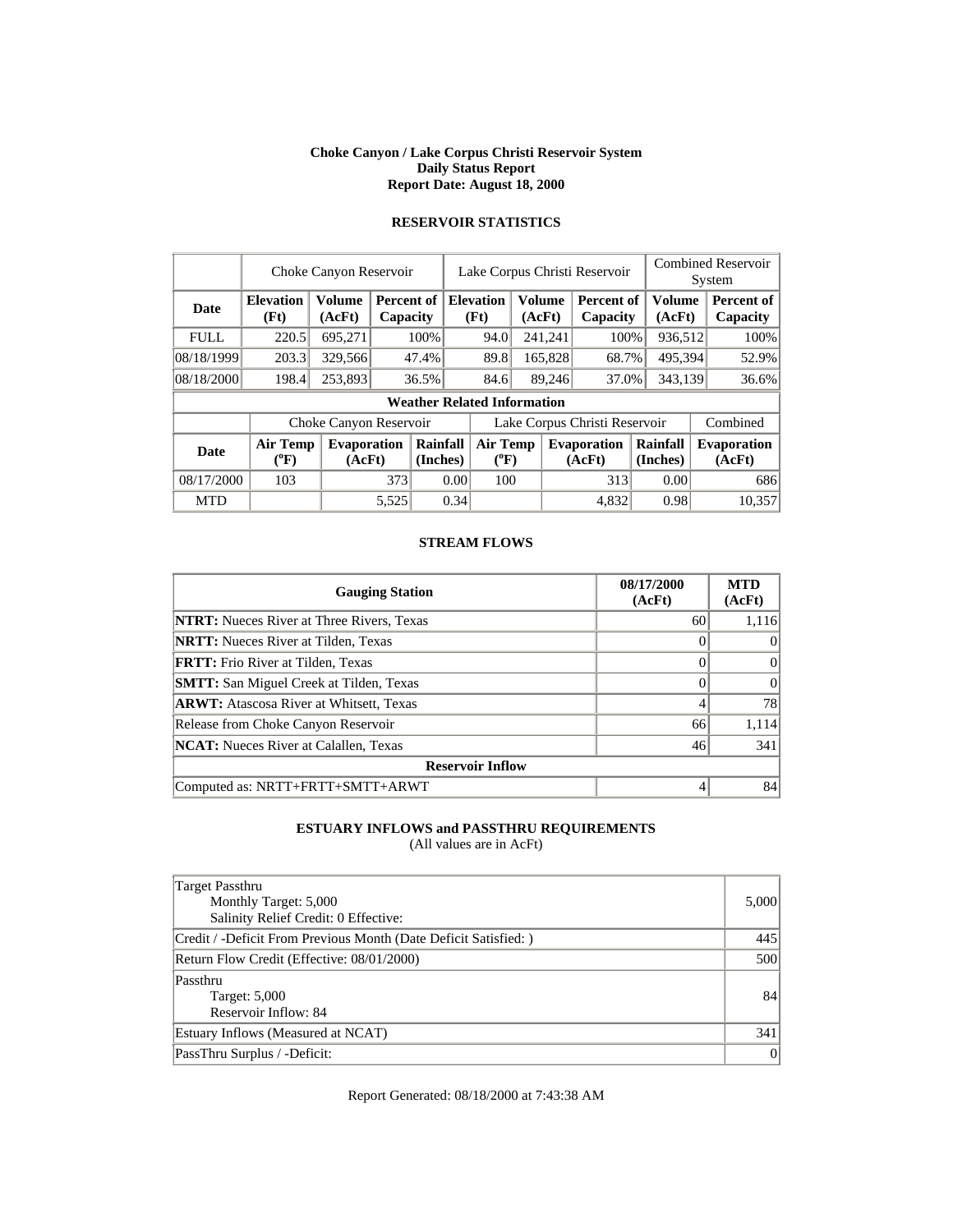**Choke Canyon / Lake Corpus Christi Reservoir System**
**Daily Status Report**
**Report Date: August 18, 2000**

## RESERVOIR STATISTICS

| | Choke Canyon Reservoir | | | Lake Corpus Christi Reservoir | | | Combined Reservoir System | |
|---|---|---|---|---|---|---|---|---|
| **Date** | **Elevation (Ft)** | **Volume (AcFt)** | **Percent of Capacity** | **Elevation (Ft)** | **Volume (AcFt)** | **Percent of Capacity** | **Volume (AcFt)** | **Percent of Capacity** |
| FULL | 220.5 | 695,271 | 100% | 94.0 | 241,241 | 100% | 936,512 | 100% |
| 08/18/1999 | 203.3 | 329,566 | 47.4% | 89.8 | 165,828 | 68.7% | 495,394 | 52.9% |
| 08/18/2000 | 198.4 | 253,893 | 36.5% | 84.6 | 89,246 | 37.0% | 343,139 | 36.6% |

**Weather Related Information**

| | Choke Canyon Reservoir | | | Lake Corpus Christi Reservoir | | | Combined |
|---|---|---|---|---|---|---|---|
| **Date** | **Air Temp (°F)** | **Evaporation (AcFt)** | **Rainfall (Inches)** | **Air Temp (°F)** | **Evaporation (AcFt)** | **Rainfall (Inches)** | **Evaporation (AcFt)** |
| 08/17/2000 | 103 | 373 | 0.00 | 100 | 313 | 0.00 | 686 |
| MTD | | 5,525 | 0.34 | | 4,832 | 0.98 | 10,357 |

## STREAM FLOWS

| Gauging Station | 08/17/2000 (AcFt) | MTD (AcFt) |
|---|---|---|
| **NTRT:** Nueces River at Three Rivers, Texas | 60 | 1,116 |
| **NRTT:** Nueces River at Tilden, Texas | 0 | 0 |
| **FRTT:** Frio River at Tilden, Texas | 0 | 0 |
| **SMTT:** San Miguel Creek at Tilden, Texas | 0 | 0 |
| **ARWT:** Atascosa River at Whitsett, Texas | 4 | 78 |
| Release from Choke Canyon Reservoir | 66 | 1,114 |
| **NCAT:** Nueces River at Calallen, Texas | 46 | 341 |
| **Reservoir Inflow** | | |
| Computed as: NRTT+FRTT+SMTT+ARWT | 4 | 84 |

## ESTUARY INFLOWS and PASSTHRU REQUIREMENTS

(All values are in AcFt)

| | |
|---|---|
| Target Passthru<br>Monthly Target: 5,000<br>Salinity Relief Credit: 0 Effective: | 5,000 |
| Credit / -Deficit From Previous Month (Date Deficit Satisfied: ) | 445 |
| Return Flow Credit (Effective: 08/01/2000) | 500 |
| Passthru<br>Target: 5,000<br>Reservoir Inflow: 84 | 84 |
| Estuary Inflows (Measured at NCAT) | 341 |
| PassThru Surplus / -Deficit: | 0 |

Report Generated: 08/18/2000 at 7:43:38 AM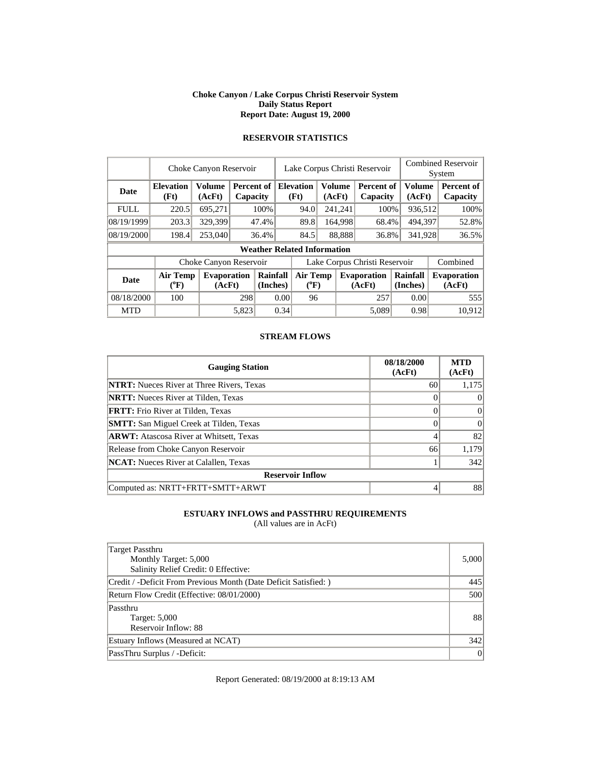**Choke Canyon / Lake Corpus Christi Reservoir System**
**Daily Status Report**
**Report Date: August 19, 2000**

## RESERVOIR STATISTICS

| | Choke Canyon Reservoir | | | Lake Corpus Christi Reservoir | | | Combined Reservoir System | |
|---|---|---|---|---|---|---|---|---|
| **Date** | **Elevation (Ft)** | **Volume (AcFt)** | **Percent of Capacity** | **Elevation (Ft)** | **Volume (AcFt)** | **Percent of Capacity** | **Volume (AcFt)** | **Percent of Capacity** |
| FULL | 220.5 | 695,271 | 100% | 94.0 | 241,241 | 100% | 936,512 | 100% |
| 08/19/1999 | 203.3 | 329,399 | 47.4% | 89.8 | 164,998 | 68.4% | 494,397 | 52.8% |
| 08/19/2000 | 198.4 | 253,040 | 36.4% | 84.5 | 88,888 | 36.8% | 341,928 | 36.5% |

**Weather Related Information**

| | Choke Canyon Reservoir | | | Lake Corpus Christi Reservoir | | | Combined |
|---|---|---|---|---|---|---|---|
| **Date** | **Air Temp (°F)** | **Evaporation (AcFt)** | **Rainfall (Inches)** | **Air Temp (°F)** | **Evaporation (AcFt)** | **Rainfall (Inches)** | **Evaporation (AcFt)** |
| 08/18/2000 | 100 | 298 | 0.00 | 96 | 257 | 0.00 | 555 |
| MTD | | 5,823 | 0.34 | | 5,089 | 0.98 | 10,912 |

## STREAM FLOWS

| Gauging Station | 08/18/2000 (AcFt) | MTD (AcFt) |
|---|---|---|
| **NTRT:** Nueces River at Three Rivers, Texas | 60 | 1,175 |
| **NRTT:** Nueces River at Tilden, Texas | 0 | 0 |
| **FRTT:** Frio River at Tilden, Texas | 0 | 0 |
| **SMTT:** San Miguel Creek at Tilden, Texas | 0 | 0 |
| **ARWT:** Atascosa River at Whitsett, Texas | 4 | 82 |
| Release from Choke Canyon Reservoir | 66 | 1,179 |
| **NCAT:** Nueces River at Calallen, Texas | 1 | 342 |
| **Reservoir Inflow** | | |
| Computed as: NRTT+FRTT+SMTT+ARWT | 4 | 88 |

## ESTUARY INFLOWS and PASSTHRU REQUIREMENTS

(All values are in AcFt)

| | |
|---|---|
| Target Passthru<br>Monthly Target: 5,000<br>Salinity Relief Credit: 0 Effective: | 5,000 |
| Credit / -Deficit From Previous Month (Date Deficit Satisfied: ) | 445 |
| Return Flow Credit (Effective: 08/01/2000) | 500 |
| Passthru<br>Target: 5,000<br>Reservoir Inflow: 88 | 88 |
| Estuary Inflows (Measured at NCAT) | 342 |
| PassThru Surplus / -Deficit: | 0 |

Report Generated: 08/19/2000 at 8:19:13 AM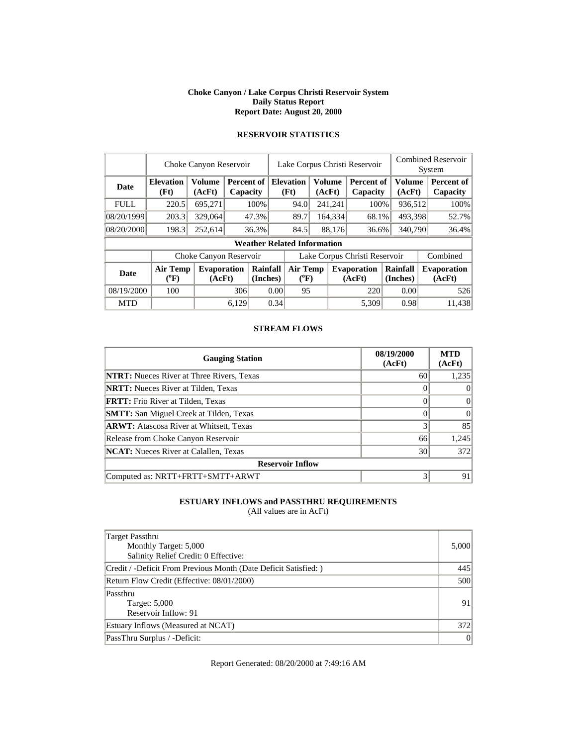**Choke Canyon / Lake Corpus Christi Reservoir System**
**Daily Status Report**
**Report Date: August 20, 2000**

## RESERVOIR STATISTICS

| | Choke Canyon Reservoir | | | Lake Corpus Christi Reservoir | | | Combined Reservoir System | |
|---|---|---|---|---|---|---|---|---|
| **Date** | **Elevation (Ft)** | **Volume (AcFt)** | **Percent of Capacity** | **Elevation (Ft)** | **Volume (AcFt)** | **Percent of Capacity** | **Volume (AcFt)** | **Percent of Capacity** |
| FULL | 220.5 | 695,271 | 100% | 94.0 | 241,241 | 100% | 936,512 | 100% |
| 08/20/1999 | 203.3 | 329,064 | 47.3% | 89.7 | 164,334 | 68.1% | 493,398 | 52.7% |
| 08/20/2000 | 198.3 | 252,614 | 36.3% | 84.5 | 88,176 | 36.6% | 340,790 | 36.4% |

**Weather Related Information**

| | Choke Canyon Reservoir | | | Lake Corpus Christi Reservoir | | | Combined |
|---|---|---|---|---|---|---|---|
| **Date** | **Air Temp (°F)** | **Evaporation (AcFt)** | **Rainfall (Inches)** | **Air Temp (°F)** | **Evaporation (AcFt)** | **Rainfall (Inches)** | **Evaporation (AcFt)** |
| 08/19/2000 | 100 | 306 | 0.00 | 95 | 220 | 0.00 | 526 |
| MTD | | 6,129 | 0.34 | | 5,309 | 0.98 | 11,438 |

## STREAM FLOWS

| Gauging Station | 08/19/2000 (AcFt) | MTD (AcFt) |
|---|---|---|
| **NTRT:** Nueces River at Three Rivers, Texas | 60 | 1,235 |
| **NRTT:** Nueces River at Tilden, Texas | 0 | 0 |
| **FRTT:** Frio River at Tilden, Texas | 0 | 0 |
| **SMTT:** San Miguel Creek at Tilden, Texas | 0 | 0 |
| **ARWT:** Atascosa River at Whitsett, Texas | 3 | 85 |
| Release from Choke Canyon Reservoir | 66 | 1,245 |
| **NCAT:** Nueces River at Calallen, Texas | 30 | 372 |
| **Reservoir Inflow** | | |
| Computed as: NRTT+FRTT+SMTT+ARWT | 3 | 91 |

## ESTUARY INFLOWS and PASSTHRU REQUIREMENTS

(All values are in AcFt)

| | |
|---|---|
| Target Passthru<br>Monthly Target: 5,000<br>Salinity Relief Credit: 0 Effective: | 5,000 |
| Credit / -Deficit From Previous Month (Date Deficit Satisfied: ) | 445 |
| Return Flow Credit (Effective: 08/01/2000) | 500 |
| Passthru<br>Target: 5,000<br>Reservoir Inflow: 91 | 91 |
| Estuary Inflows (Measured at NCAT) | 372 |
| PassThru Surplus / -Deficit: | 0 |

Report Generated: 08/20/2000 at 7:49:16 AM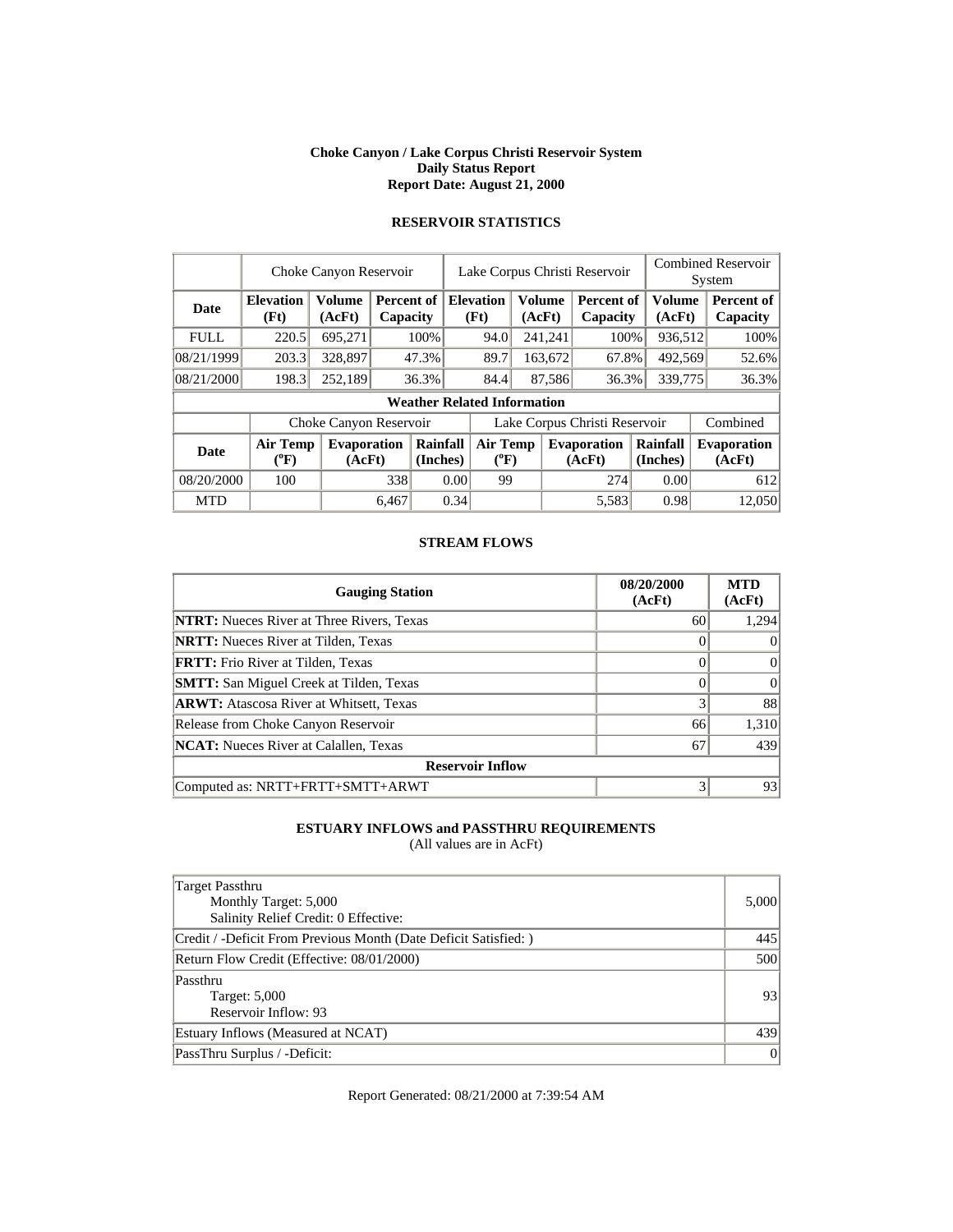**Choke Canyon / Lake Corpus Christi Reservoir System**
**Daily Status Report**
**Report Date: August 21, 2000**

## RESERVOIR STATISTICS

| | Choke Canyon Reservoir | | | Lake Corpus Christi Reservoir | | | Combined Reservoir System | |
|---|---|---|---|---|---|---|---|---|
| **Date** | **Elevation (Ft)** | **Volume (AcFt)** | **Percent of Capacity** | **Elevation (Ft)** | **Volume (AcFt)** | **Percent of Capacity** | **Volume (AcFt)** | **Percent of Capacity** |
| FULL | 220.5 | 695,271 | 100% | 94.0 | 241,241 | 100% | 936,512 | 100% |
| 08/21/1999 | 203.3 | 328,897 | 47.3% | 89.7 | 163,672 | 67.8% | 492,569 | 52.6% |
| 08/21/2000 | 198.3 | 252,189 | 36.3% | 84.4 | 87,586 | 36.3% | 339,775 | 36.3% |

**Weather Related Information**

| | Choke Canyon Reservoir | | | Lake Corpus Christi Reservoir | | | Combined |
|---|---|---|---|---|---|---|---|
| **Date** | **Air Temp (°F)** | **Evaporation (AcFt)** | **Rainfall (Inches)** | **Air Temp (°F)** | **Evaporation (AcFt)** | **Rainfall (Inches)** | **Evaporation (AcFt)** |
| 08/20/2000 | 100 | 338 | 0.00 | 99 | 274 | 0.00 | 612 |
| MTD | | 6,467 | 0.34 | | 5,583 | 0.98 | 12,050 |

## STREAM FLOWS

| Gauging Station | 08/20/2000 (AcFt) | MTD (AcFt) |
|---|---|---|
| **NTRT:** Nueces River at Three Rivers, Texas | 60 | 1,294 |
| **NRTT:** Nueces River at Tilden, Texas | 0 | 0 |
| **FRTT:** Frio River at Tilden, Texas | 0 | 0 |
| **SMTT:** San Miguel Creek at Tilden, Texas | 0 | 0 |
| **ARWT:** Atascosa River at Whitsett, Texas | 3 | 88 |
| Release from Choke Canyon Reservoir | 66 | 1,310 |
| **NCAT:** Nueces River at Calallen, Texas | 67 | 439 |
| **Reservoir Inflow** | | |
| Computed as: NRTT+FRTT+SMTT+ARWT | 3 | 93 |

## ESTUARY INFLOWS and PASSTHRU REQUIREMENTS

(All values are in AcFt)

| | |
|---|---|
| Target Passthru<br>Monthly Target: 5,000<br>Salinity Relief Credit: 0 Effective: | 5,000 |
| Credit / -Deficit From Previous Month (Date Deficit Satisfied: ) | 445 |
| Return Flow Credit (Effective: 08/01/2000) | 500 |
| Passthru<br>Target: 5,000<br>Reservoir Inflow: 93 | 93 |
| Estuary Inflows (Measured at NCAT) | 439 |
| PassThru Surplus / -Deficit: | 0 |

Report Generated: 08/21/2000 at 7:39:54 AM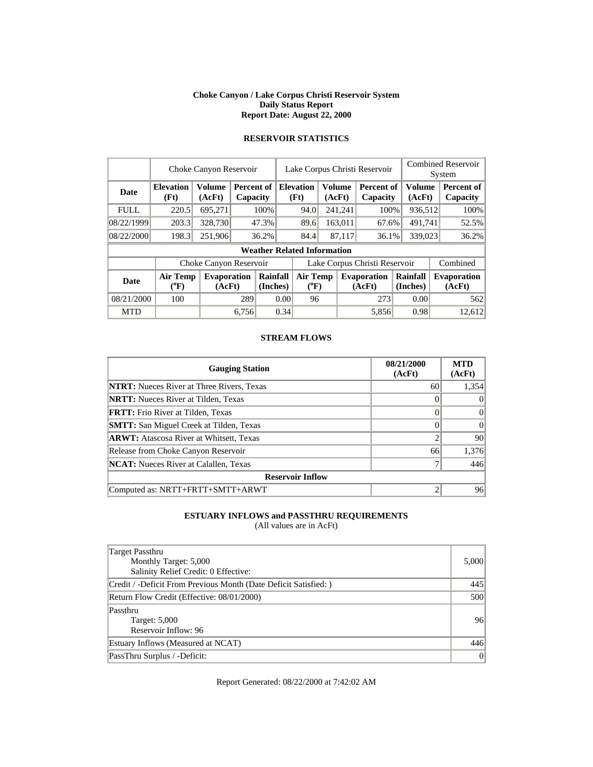**Choke Canyon / Lake Corpus Christi Reservoir System**
**Daily Status Report**
**Report Date: August 22, 2000**

## RESERVOIR STATISTICS

| | Choke Canyon Reservoir | | | Lake Corpus Christi Reservoir | | | Combined Reservoir System | |
|---|---|---|---|---|---|---|---|---|
| **Date** | **Elevation (Ft)** | **Volume (AcFt)** | **Percent of Capacity** | **Elevation (Ft)** | **Volume (AcFt)** | **Percent of Capacity** | **Volume (AcFt)** | **Percent of Capacity** |
| FULL | 220.5 | 695,271 | 100% | 94.0 | 241,241 | 100% | 936,512 | 100% |
| 08/22/1999 | 203.3 | 328,730 | 47.3% | 89.6 | 163,011 | 67.6% | 491,741 | 52.5% |
| 08/22/2000 | 198.3 | 251,906 | 36.2% | 84.4 | 87,117 | 36.1% | 339,023 | 36.2% |

**Weather Related Information**

| | Choke Canyon Reservoir | | | Lake Corpus Christi Reservoir | | | Combined |
|---|---|---|---|---|---|---|---|
| **Date** | **Air Temp (°F)** | **Evaporation (AcFt)** | **Rainfall (Inches)** | **Air Temp (°F)** | **Evaporation (AcFt)** | **Rainfall (Inches)** | **Evaporation (AcFt)** |
| 08/21/2000 | 100 | 289 | 0.00 | 96 | 273 | 0.00 | 562 |
| MTD | | 6,756 | 0.34 | | 5,856 | 0.98 | 12,612 |

## STREAM FLOWS

| Gauging Station | 08/21/2000 (AcFt) | MTD (AcFt) |
|---|---|---|
| **NTRT:** Nueces River at Three Rivers, Texas | 60 | 1,354 |
| **NRTT:** Nueces River at Tilden, Texas | 0 | 0 |
| **FRTT:** Frio River at Tilden, Texas | 0 | 0 |
| **SMTT:** San Miguel Creek at Tilden, Texas | 0 | 0 |
| **ARWT:** Atascosa River at Whitsett, Texas | 2 | 90 |
| Release from Choke Canyon Reservoir | 66 | 1,376 |
| **NCAT:** Nueces River at Calallen, Texas | 7 | 446 |
| **Reservoir Inflow** | | |
| Computed as: NRTT+FRTT+SMTT+ARWT | 2 | 96 |

## ESTUARY INFLOWS and PASSTHRU REQUIREMENTS
(All values are in AcFt)

| | |
|---|---|
| Target Passthru<br>Monthly Target: 5,000<br>Salinity Relief Credit: 0 Effective: | 5,000 |
| Credit / -Deficit From Previous Month (Date Deficit Satisfied: ) | 445 |
| Return Flow Credit (Effective: 08/01/2000) | 500 |
| Passthru<br>Target: 5,000<br>Reservoir Inflow: 96 | 96 |
| Estuary Inflows (Measured at NCAT) | 446 |
| PassThru Surplus / -Deficit: | 0 |

Report Generated: 08/22/2000 at 7:42:02 AM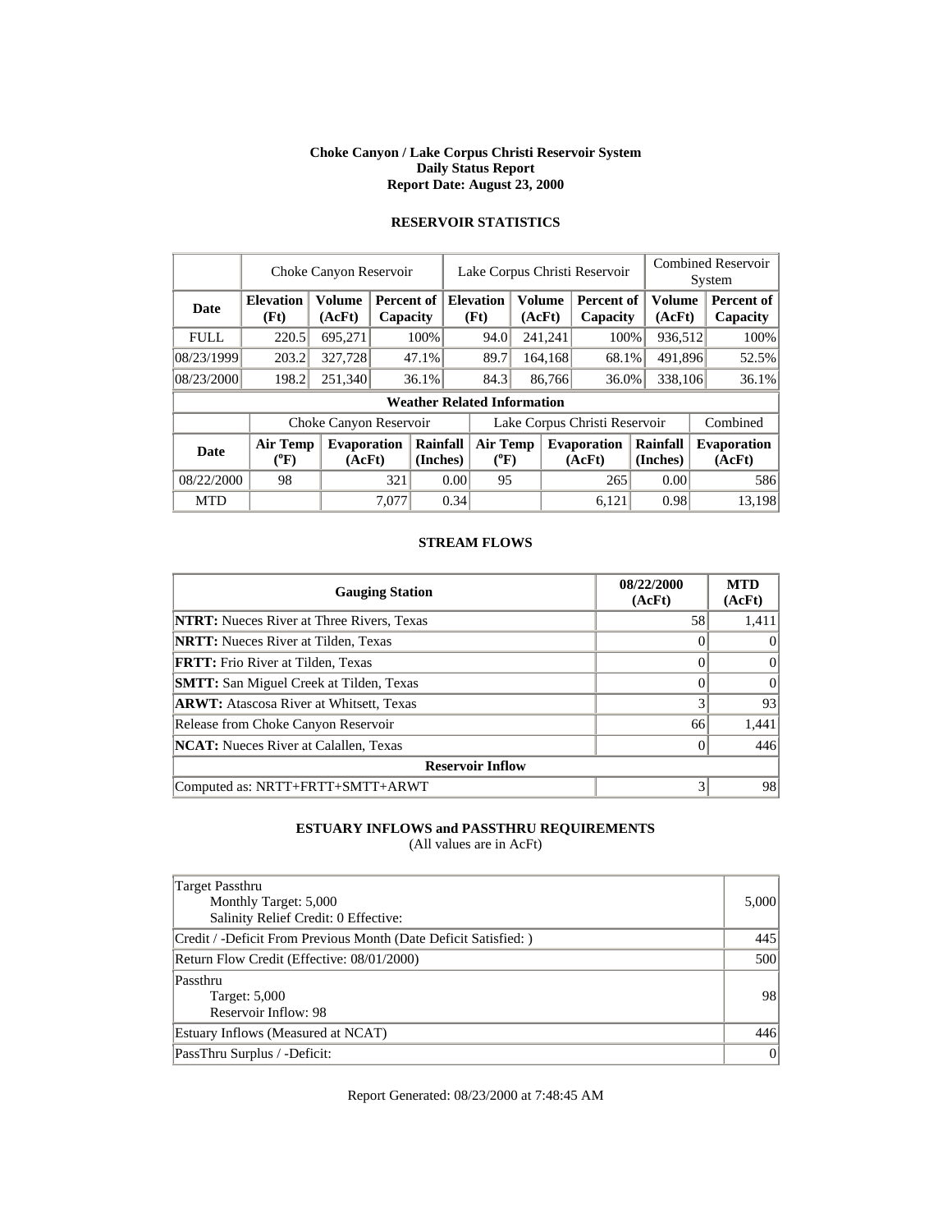**Choke Canyon / Lake Corpus Christi Reservoir System**
**Daily Status Report**
**Report Date: August 23, 2000**

## RESERVOIR STATISTICS

| | Choke Canyon Reservoir | | | Lake Corpus Christi Reservoir | | | Combined Reservoir System | |
|---|---|---|---|---|---|---|---|---|
| **Date** | **Elevation (Ft)** | **Volume (AcFt)** | **Percent of Capacity** | **Elevation (Ft)** | **Volume (AcFt)** | **Percent of Capacity** | **Volume (AcFt)** | **Percent of Capacity** |
| FULL | 220.5 | 695,271 | 100% | 94.0 | 241,241 | 100% | 936,512 | 100% |
| 08/23/1999 | 203.2 | 327,728 | 47.1% | 89.7 | 164,168 | 68.1% | 491,896 | 52.5% |
| 08/23/2000 | 198.2 | 251,340 | 36.1% | 84.3 | 86,766 | 36.0% | 338,106 | 36.1% |

**Weather Related Information**

| | Choke Canyon Reservoir | | | Lake Corpus Christi Reservoir | | | Combined |
|---|---|---|---|---|---|---|---|
| **Date** | **Air Temp (ºF)** | **Evaporation (AcFt)** | **Rainfall (Inches)** | **Air Temp (ºF)** | **Evaporation (AcFt)** | **Rainfall (Inches)** | **Evaporation (AcFt)** |
| 08/22/2000 | 98 | 321 | 0.00 | 95 | 265 | 0.00 | 586 |
| MTD | | 7,077 | 0.34 | | 6,121 | 0.98 | 13,198 |

## STREAM FLOWS

| Gauging Station | 08/22/2000 (AcFt) | MTD (AcFt) |
|---|---|---|
| **NTRT:** Nueces River at Three Rivers, Texas | 58 | 1,411 |
| **NRTT:** Nueces River at Tilden, Texas | 0 | 0 |
| **FRTT:** Frio River at Tilden, Texas | 0 | 0 |
| **SMTT:** San Miguel Creek at Tilden, Texas | 0 | 0 |
| **ARWT:** Atascosa River at Whitsett, Texas | 3 | 93 |
| Release from Choke Canyon Reservoir | 66 | 1,441 |
| **NCAT:** Nueces River at Calallen, Texas | 0 | 446 |
| **Reservoir Inflow** | | |
| Computed as: NRTT+FRTT+SMTT+ARWT | 3 | 98 |

## ESTUARY INFLOWS and PASSTHRU REQUIREMENTS

(All values are in AcFt)

| | |
|---|---|
| Target Passthru<br>Monthly Target: 5,000<br>Salinity Relief Credit: 0 Effective: | 5,000 |
| Credit / -Deficit From Previous Month (Date Deficit Satisfied: ) | 445 |
| Return Flow Credit (Effective: 08/01/2000) | 500 |
| Passthru<br>Target: 5,000<br>Reservoir Inflow: 98 | 98 |
| Estuary Inflows (Measured at NCAT) | 446 |
| PassThru Surplus / -Deficit: | 0 |

Report Generated: 08/23/2000 at 7:48:45 AM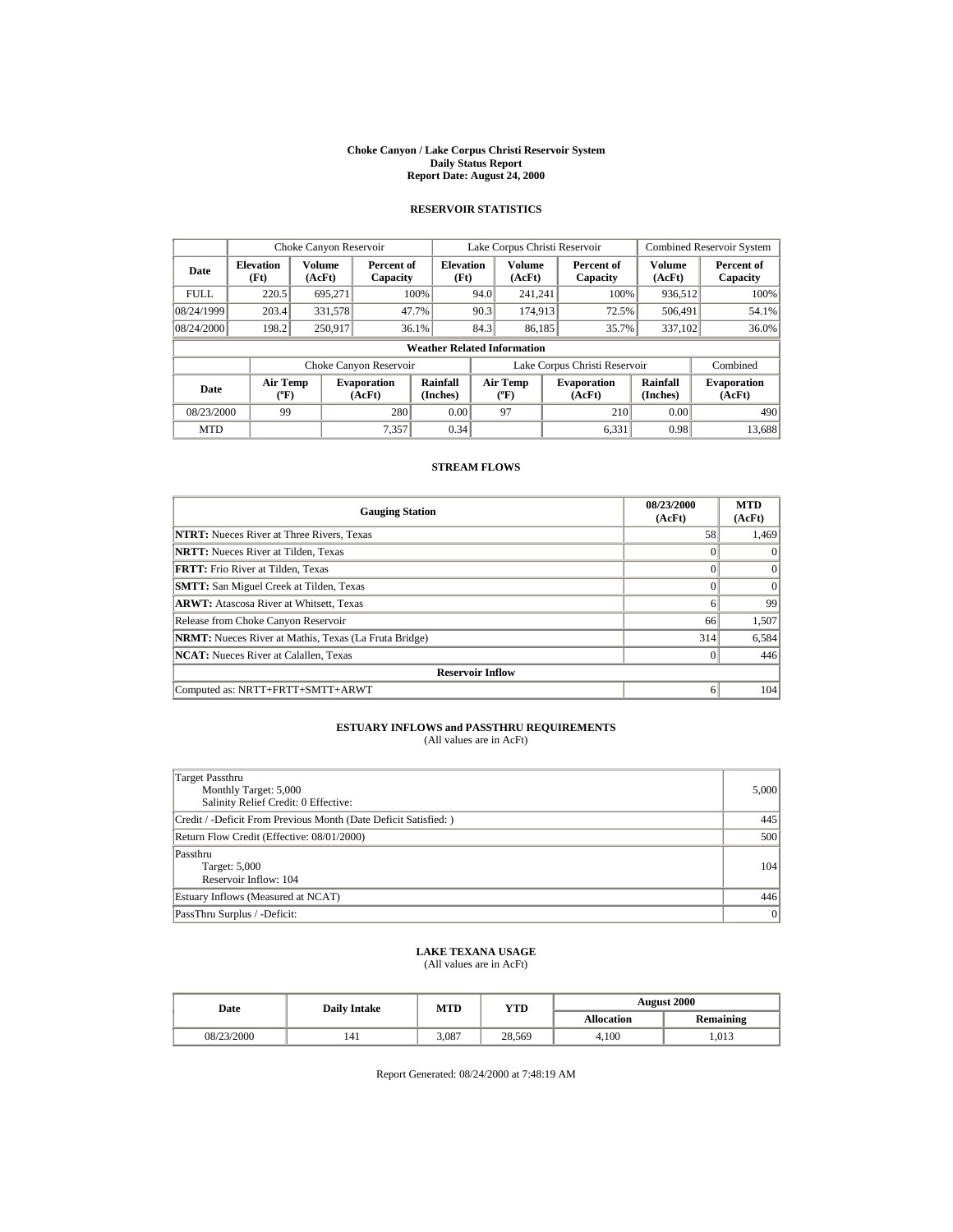# Choke Canyon / Lake Corpus Christi Reservoir System
## Daily Status Report
### Report Date: August 24, 2000

## RESERVOIR STATISTICS

| | Choke Canyon Reservoir | | | Lake Corpus Christi Reservoir | | | Combined Reservoir System | |
|---|---|---|---|---|---|---|---|---|
| **Date** | **Elevation (Ft)** | **Volume (AcFt)** | **Percent of Capacity** | **Elevation (Ft)** | **Volume (AcFt)** | **Percent of Capacity** | **Volume (AcFt)** | **Percent of Capacity** |
| FULL | 220.5 | 695,271 | 100% | 94.0 | 241,241 | 100% | 936,512 | 100% |
| 08/24/1999 | 203.4 | 331,578 | 47.7% | 90.3 | 174,913 | 72.5% | 506,491 | 54.1% |
| 08/24/2000 | 198.2 | 250,917 | 36.1% | 84.3 | 86,185 | 35.7% | 337,102 | 36.0% |

**Weather Related Information**

| | Choke Canyon Reservoir | | | Lake Corpus Christi Reservoir | | | Combined |
|---|---|---|---|---|---|---|---|
| **Date** | **Air Temp (ºF)** | **Evaporation (AcFt)** | **Rainfall (Inches)** | **Air Temp (ºF)** | **Evaporation (AcFt)** | **Rainfall (Inches)** | **Evaporation (AcFt)** |
| 08/23/2000 | 99 | 280 | 0.00 | 97 | 210 | 0.00 | 490 |
| MTD | | 7,357 | 0.34 | | 6,331 | 0.98 | 13,688 |

## STREAM FLOWS

| Gauging Station | 08/23/2000 (AcFt) | MTD (AcFt) |
|---|---|---|
| **NTRT:** Nueces River at Three Rivers, Texas | 58 | 1,469 |
| **NRTT:** Nueces River at Tilden, Texas | 0 | 0 |
| **FRTT:** Frio River at Tilden, Texas | 0 | 0 |
| **SMTT:** San Miguel Creek at Tilden, Texas | 0 | 0 |
| **ARWT:** Atascosa River at Whitsett, Texas | 6 | 99 |
| Release from Choke Canyon Reservoir | 66 | 1,507 |
| **NRMT:** Nueces River at Mathis, Texas (La Fruta Bridge) | 314 | 6,584 |
| **NCAT:** Nueces River at Calallen, Texas | 0 | 446 |
| **Reservoir Inflow** | | |
| Computed as: NRTT+FRTT+SMTT+ARWT | 6 | 104 |

## ESTUARY INFLOWS and PASSTHRU REQUIREMENTS
(All values are in AcFt)

| | |
|---|---|
| Target Passthru<br>Monthly Target: 5,000<br>Salinity Relief Credit: 0 Effective: | 5,000 |
| Credit / -Deficit From Previous Month (Date Deficit Satisfied: ) | 445 |
| Return Flow Credit (Effective: 08/01/2000) | 500 |
| Passthru<br>Target: 5,000<br>Reservoir Inflow: 104 | 104 |
| Estuary Inflows (Measured at NCAT) | 446 |
| PassThru Surplus / -Deficit: | 0 |

## LAKE TEXANA USAGE
(All values are in AcFt)

| Date | Daily Intake | MTD | YTD | August 2000 | |
|---|---|---|---|---|---|
| | | | | **Allocation** | **Remaining** |
| 08/23/2000 | 141 | 3,087 | 28,569 | 4,100 | 1,013 |

Report Generated: 08/24/2000 at 7:48:19 AM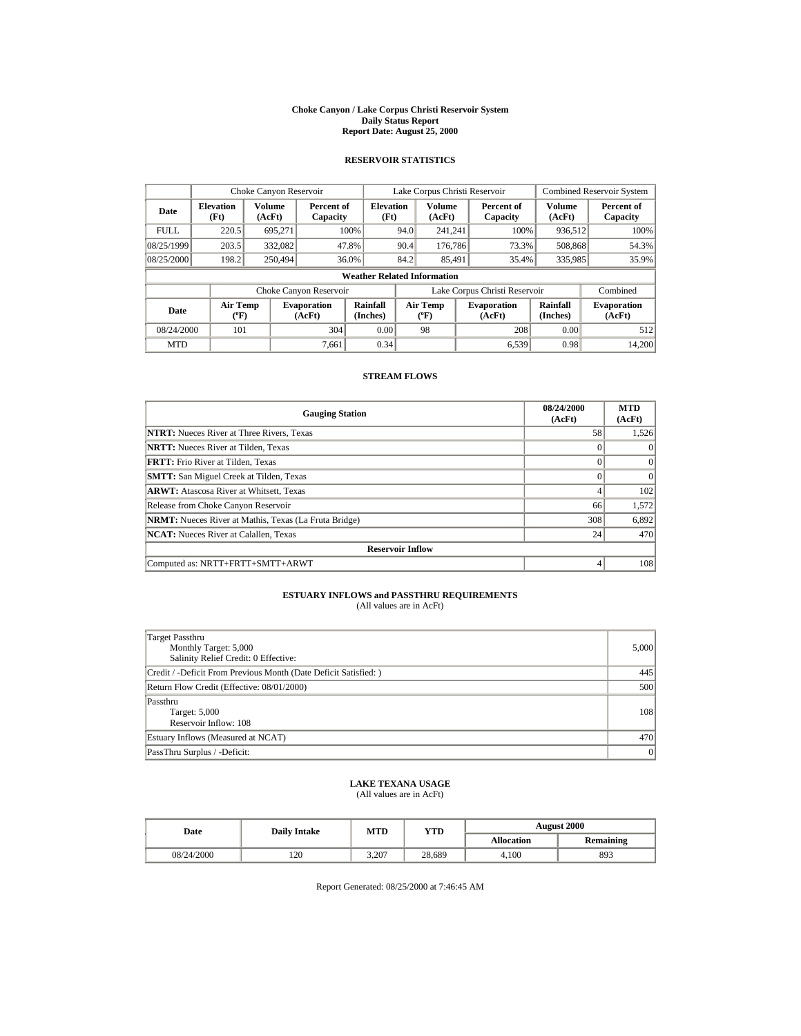# Choke Canyon / Lake Corpus Christi Reservoir System
## Daily Status Report
### Report Date: August 25, 2000

## RESERVOIR STATISTICS

| | Choke Canyon Reservoir | | | Lake Corpus Christi Reservoir | | | Combined Reservoir System | |
|---|---|---|---|---|---|---|---|---|
| Date | Elevation (Ft) | Volume (AcFt) | Percent of Capacity | Elevation (Ft) | Volume (AcFt) | Percent of Capacity | Volume (AcFt) | Percent of Capacity |
| FULL | 220.5 | 695,271 | 100% | 94.0 | 241,241 | 100% | 936,512 | 100% |
| 08/25/1999 | 203.5 | 332,082 | 47.8% | 90.4 | 176,786 | 73.3% | 508,868 | 54.3% |
| 08/25/2000 | 198.2 | 250,494 | 36.0% | 84.2 | 85,491 | 35.4% | 335,985 | 35.9% |

**Weather Related Information**

| | Choke Canyon Reservoir | | | Lake Corpus Christi Reservoir | | | Combined |
|---|---|---|---|---|---|---|---|
| Date | Air Temp (°F) | Evaporation (AcFt) | Rainfall (Inches) | Air Temp (°F) | Evaporation (AcFt) | Rainfall (Inches) | Evaporation (AcFt) |
| 08/24/2000 | 101 | 304 | 0.00 | 98 | 208 | 0.00 | 512 |
| MTD | | 7,661 | 0.34 | | 6,539 | 0.98 | 14,200 |

## STREAM FLOWS

| Gauging Station | 08/24/2000 (AcFt) | MTD (AcFt) |
|---|---|---|
| **NTRT:** Nueces River at Three Rivers, Texas | 58 | 1,526 |
| **NRTT:** Nueces River at Tilden, Texas | 0 | 0 |
| **FRTT:** Frio River at Tilden, Texas | 0 | 0 |
| **SMTT:** San Miguel Creek at Tilden, Texas | 0 | 0 |
| **ARWT:** Atascosa River at Whitsett, Texas | 4 | 102 |
| Release from Choke Canyon Reservoir | 66 | 1,572 |
| **NRMT:** Nueces River at Mathis, Texas (La Fruta Bridge) | 308 | 6,892 |
| **NCAT:** Nueces River at Calallen, Texas | 24 | 470 |
| **Reservoir Inflow** | | |
| Computed as: NRTT+FRTT+SMTT+ARWT | 4 | 108 |

## ESTUARY INFLOWS and PASSTHRU REQUIREMENTS
(All values are in AcFt)

| | |
|---|---|
| Target Passthru<br>Monthly Target: 5,000<br>Salinity Relief Credit: 0 Effective: | 5,000 |
| Credit / -Deficit From Previous Month (Date Deficit Satisfied: ) | 445 |
| Return Flow Credit (Effective: 08/01/2000) | 500 |
| Passthru<br>Target: 5,000<br>Reservoir Inflow: 108 | 108 |
| Estuary Inflows (Measured at NCAT) | 470 |
| PassThru Surplus / -Deficit: | 0 |

## LAKE TEXANA USAGE
(All values are in AcFt)

| Date | Daily Intake | MTD | YTD | August 2000 | |
|---|---|---|---|---|---|
| | | | | Allocation | Remaining |
| 08/24/2000 | 120 | 3,207 | 28,689 | 4,100 | 893 |

Report Generated: 08/25/2000 at 7:46:45 AM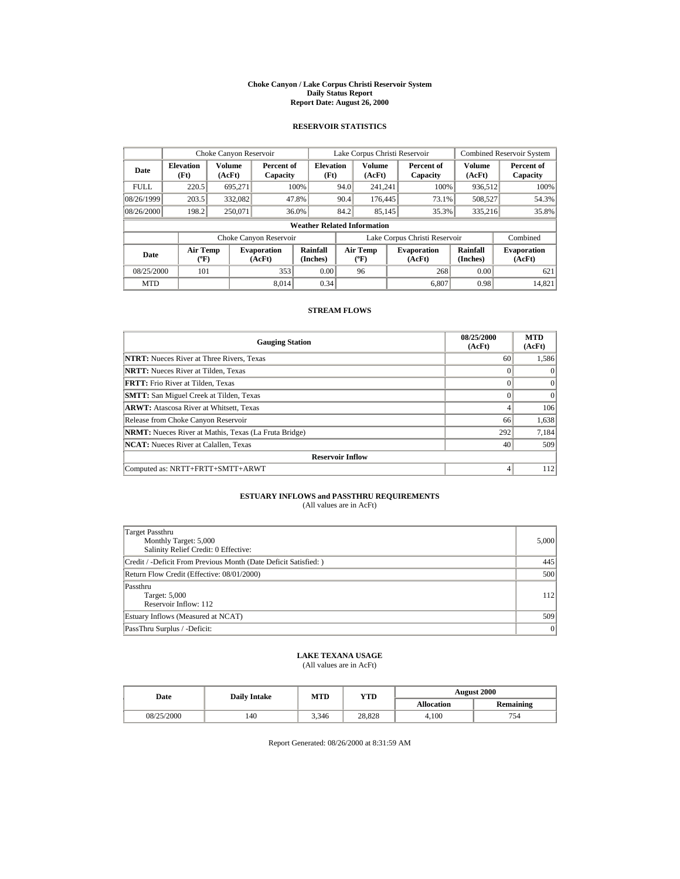# Choke Canyon / Lake Corpus Christi Reservoir System
## Daily Status Report
## Report Date: August 26, 2000

### RESERVOIR STATISTICS

| | Choke Canyon Reservoir | | | Lake Corpus Christi Reservoir | | | Combined Reservoir System | |
|---|---|---|---|---|---|---|---|---|
| Date | Elevation (Ft) | Volume (AcFt) | Percent of Capacity | Elevation (Ft) | Volume (AcFt) | Percent of Capacity | Volume (AcFt) | Percent of Capacity |
| FULL | 220.5 | 695,271 | 100% | 94.0 | 241,241 | 100% | 936,512 | 100% |
| 08/26/1999 | 203.5 | 332,082 | 47.8% | 90.4 | 176,445 | 73.1% | 508,527 | 54.3% |
| 08/26/2000 | 198.2 | 250,071 | 36.0% | 84.2 | 85,145 | 35.3% | 335,216 | 35.8% |

**Weather Related Information**

| | Choke Canyon Reservoir | | | Lake Corpus Christi Reservoir | | | Combined |
|---|---|---|---|---|---|---|---|
| Date | Air Temp (ºF) | Evaporation (AcFt) | Rainfall (Inches) | Air Temp (ºF) | Evaporation (AcFt) | Rainfall (Inches) | Evaporation (AcFt) |
| 08/25/2000 | 101 | 353 | 0.00 | 96 | 268 | 0.00 | 621 |
| MTD | | 8,014 | 0.34 | | 6,807 | 0.98 | 14,821 |

### STREAM FLOWS

| Gauging Station | 08/25/2000 (AcFt) | MTD (AcFt) |
|---|---|---|
| **NTRT:** Nueces River at Three Rivers, Texas | 60 | 1,586 |
| **NRTT:** Nueces River at Tilden, Texas | 0 | 0 |
| **FRTT:** Frio River at Tilden, Texas | 0 | 0 |
| **SMTT:** San Miguel Creek at Tilden, Texas | 0 | 0 |
| **ARWT:** Atascosa River at Whitsett, Texas | 4 | 106 |
| Release from Choke Canyon Reservoir | 66 | 1,638 |
| **NRMT:** Nueces River at Mathis, Texas (La Fruta Bridge) | 292 | 7,184 |
| **NCAT:** Nueces River at Calallen, Texas | 40 | 509 |
| **Reservoir Inflow** | | |
| Computed as: NRTT+FRTT+SMTT+ARWT | 4 | 112 |

### ESTUARY INFLOWS and PASSTHRU REQUIREMENTS
(All values are in AcFt)

| | |
|---|---|
| Target Passthru<br>Monthly Target: 5,000<br>Salinity Relief Credit: 0 Effective: | 5,000 |
| Credit / -Deficit From Previous Month (Date Deficit Satisfied: ) | 445 |
| Return Flow Credit (Effective: 08/01/2000) | 500 |
| Passthru<br>Target: 5,000<br>Reservoir Inflow: 112 | 112 |
| Estuary Inflows (Measured at NCAT) | 509 |
| PassThru Surplus / -Deficit: | 0 |

### LAKE TEXANA USAGE
(All values are in AcFt)

| Date | Daily Intake | MTD | YTD | August 2000 | |
|---|---|---|---|---|---|
| | | | | Allocation | Remaining |
| 08/25/2000 | 140 | 3,346 | 28,828 | 4,100 | 754 |

Report Generated: 08/26/2000 at 8:31:59 AM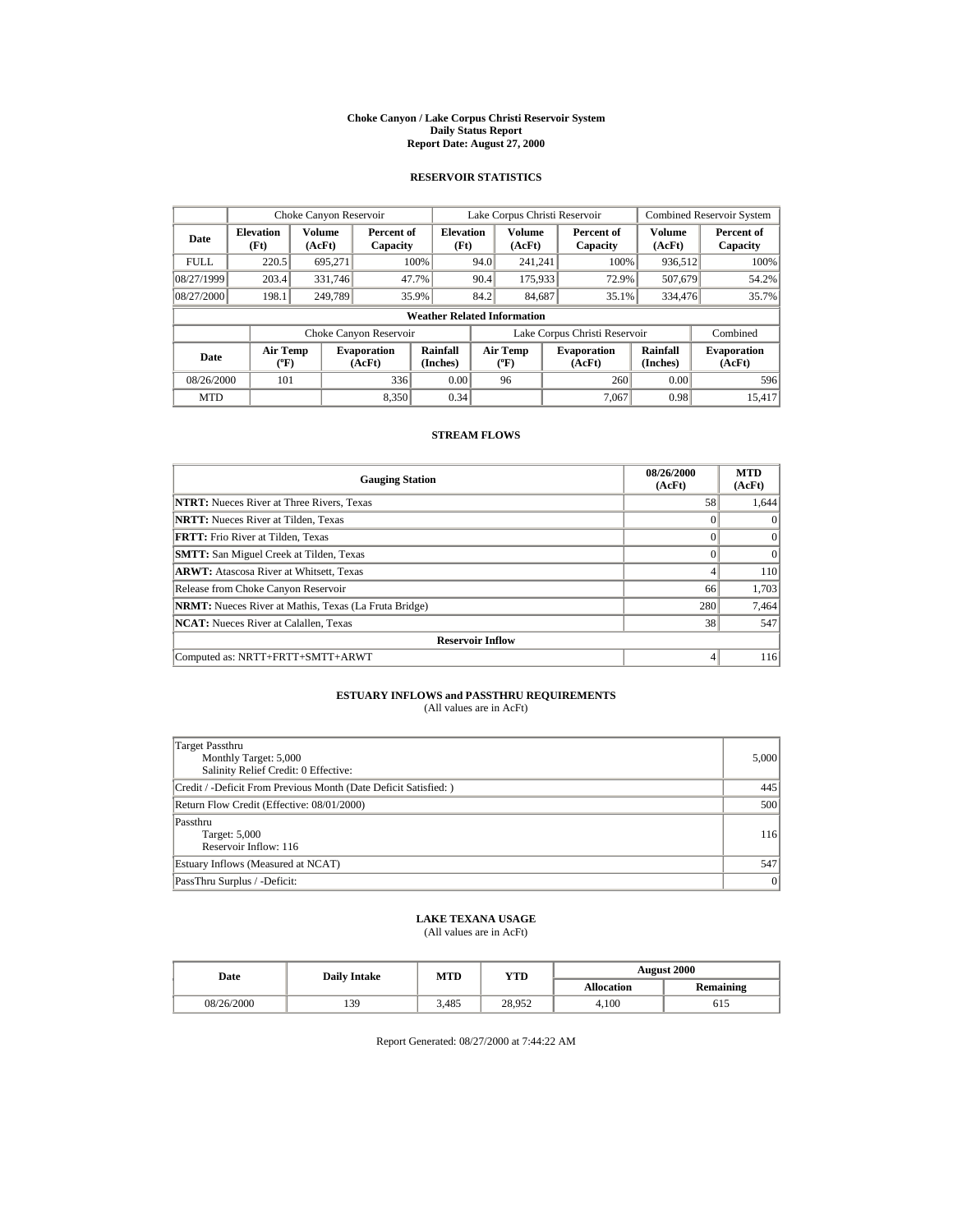# Choke Canyon / Lake Corpus Christi Reservoir System
## Daily Status Report
### Report Date: August 27, 2000

## RESERVOIR STATISTICS

| Date | Choke Canyon Reservoir | | | Lake Corpus Christi Reservoir | | | Combined Reservoir System | |
|---|---|---|---|---|---|---|---|---|
| | Elevation (Ft) | Volume (AcFt) | Percent of Capacity | Elevation (Ft) | Volume (AcFt) | Percent of Capacity | Volume (AcFt) | Percent of Capacity |
| FULL | 220.5 | 695,271 | 100% | 94.0 | 241,241 | 100% | 936,512 | 100% |
| 08/27/1999 | 203.4 | 331,746 | 47.7% | 90.4 | 175,933 | 72.9% | 507,679 | 54.2% |
| 08/27/2000 | 198.1 | 249,789 | 35.9% | 84.2 | 84,687 | 35.1% | 334,476 | 35.7% |

**Weather Related Information**

| Date | Choke Canyon Reservoir | | | Lake Corpus Christi Reservoir | | | Combined |
|---|---|---|---|---|---|---|---|
| | Air Temp (ºF) | Evaporation (AcFt) | Rainfall (Inches) | Air Temp (ºF) | Evaporation (AcFt) | Rainfall (Inches) | Evaporation (AcFt) |
| 08/26/2000 | 101 | 336 | 0.00 | 96 | 260 | 0.00 | 596 |
| MTD | | 8,350 | 0.34 | | 7,067 | 0.98 | 15,417 |

## STREAM FLOWS

| Gauging Station | 08/26/2000 (AcFt) | MTD (AcFt) |
|---|---|---|
| **NTRT:** Nueces River at Three Rivers, Texas | 58 | 1,644 |
| **NRTT:** Nueces River at Tilden, Texas | 0 | 0 |
| **FRTT:** Frio River at Tilden, Texas | 0 | 0 |
| **SMTT:** San Miguel Creek at Tilden, Texas | 0 | 0 |
| **ARWT:** Atascosa River at Whitsett, Texas | 4 | 110 |
| Release from Choke Canyon Reservoir | 66 | 1,703 |
| **NRMT:** Nueces River at Mathis, Texas (La Fruta Bridge) | 280 | 7,464 |
| **NCAT:** Nueces River at Calallen, Texas | 38 | 547 |
| **Reservoir Inflow** | | |
| Computed as: NRTT+FRTT+SMTT+ARWT | 4 | 116 |

## ESTUARY INFLOWS and PASSTHRU REQUIREMENTS
(All values are in AcFt)

| | |
|---|---|
| Target Passthru<br>Monthly Target: 5,000<br>Salinity Relief Credit: 0 Effective: | 5,000 |
| Credit / -Deficit From Previous Month (Date Deficit Satisfied: ) | 445 |
| Return Flow Credit (Effective: 08/01/2000) | 500 |
| Passthru<br>Target: 5,000<br>Reservoir Inflow: 116 | 116 |
| Estuary Inflows (Measured at NCAT) | 547 |
| PassThru Surplus / -Deficit: | 0 |

## LAKE TEXANA USAGE
(All values are in AcFt)

| Date | Daily Intake | MTD | YTD | August 2000 | |
|---|---|---|---|---|---|
| | | | | Allocation | Remaining |
| 08/26/2000 | 139 | 3,485 | 28,952 | 4,100 | 615 |

Report Generated: 08/27/2000 at 7:44:22 AM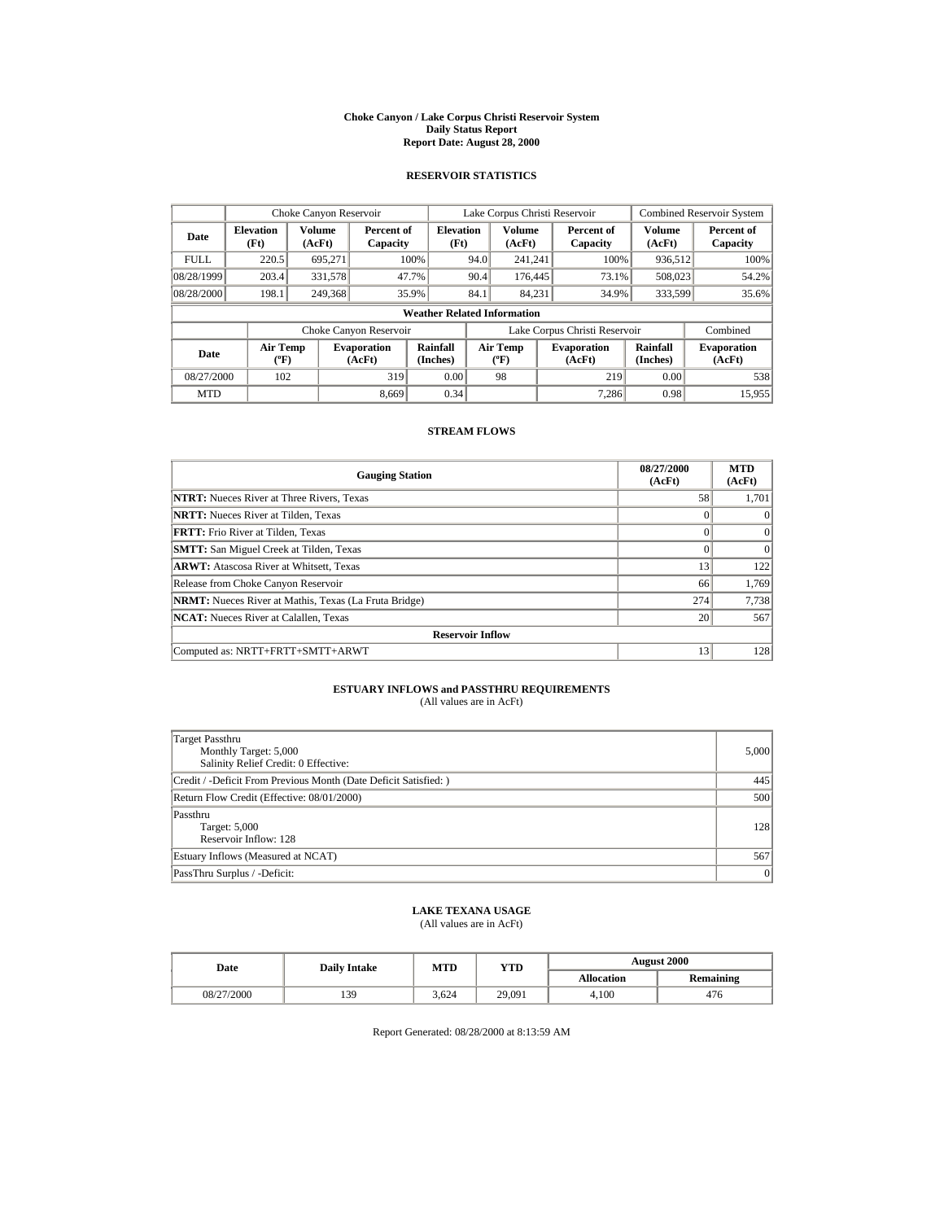# Choke Canyon / Lake Corpus Christi Reservoir System
## Daily Status Report
## Report Date: August 28, 2000

### RESERVOIR STATISTICS

| | Choke Canyon Reservoir | | | Lake Corpus Christi Reservoir | | | Combined Reservoir System | |
|---|---|---|---|---|---|---|---|---|
| Date | Elevation (Ft) | Volume (AcFt) | Percent of Capacity | Elevation (Ft) | Volume (AcFt) | Percent of Capacity | Volume (AcFt) | Percent of Capacity |
| FULL | 220.5 | 695,271 | 100% | 94.0 | 241,241 | 100% | 936,512 | 100% |
| 08/28/1999 | 203.4 | 331,578 | 47.7% | 90.4 | 176,445 | 73.1% | 508,023 | 54.2% |
| 08/28/2000 | 198.1 | 249,368 | 35.9% | 84.1 | 84,231 | 34.9% | 333,599 | 35.6% |

**Weather Related Information**

| | Choke Canyon Reservoir | | | Lake Corpus Christi Reservoir | | | Combined |
|---|---|---|---|---|---|---|---|
| Date | Air Temp (ºF) | Evaporation (AcFt) | Rainfall (Inches) | Air Temp (ºF) | Evaporation (AcFt) | Rainfall (Inches) | Evaporation (AcFt) |
| 08/27/2000 | 102 | 319 | 0.00 | 98 | 219 | 0.00 | 538 |
| MTD | | 8,669 | 0.34 | | 7,286 | 0.98 | 15,955 |

### STREAM FLOWS

| Gauging Station | 08/27/2000 (AcFt) | MTD (AcFt) |
|---|---|---|
| **NTRT:** Nueces River at Three Rivers, Texas | 58 | 1,701 |
| **NRTT:** Nueces River at Tilden, Texas | 0 | 0 |
| **FRTT:** Frio River at Tilden, Texas | 0 | 0 |
| **SMTT:** San Miguel Creek at Tilden, Texas | 0 | 0 |
| **ARWT:** Atascosa River at Whitsett, Texas | 13 | 122 |
| Release from Choke Canyon Reservoir | 66 | 1,769 |
| **NRMT:** Nueces River at Mathis, Texas (La Fruta Bridge) | 274 | 7,738 |
| **NCAT:** Nueces River at Calallen, Texas | 20 | 567 |
| **Reservoir Inflow** | | |
| Computed as: NRTT+FRTT+SMTT+ARWT | 13 | 128 |

### ESTUARY INFLOWS and PASSTHRU REQUIREMENTS
(All values are in AcFt)

| | |
|---|---|
| Target Passthru<br>Monthly Target: 5,000<br>Salinity Relief Credit: 0 Effective: | 5,000 |
| Credit / -Deficit From Previous Month (Date Deficit Satisfied: ) | 445 |
| Return Flow Credit (Effective: 08/01/2000) | 500 |
| Passthru<br>Target: 5,000<br>Reservoir Inflow: 128 | 128 |
| Estuary Inflows (Measured at NCAT) | 567 |
| PassThru Surplus / -Deficit: | 0 |

### LAKE TEXANA USAGE
(All values are in AcFt)

| Date | Daily Intake | MTD | YTD | August 2000 | |
|---|---|---|---|---|---|
| | | | | Allocation | Remaining |
| 08/27/2000 | 139 | 3,624 | 29,091 | 4,100 | 476 |

Report Generated: 08/28/2000 at 8:13:59 AM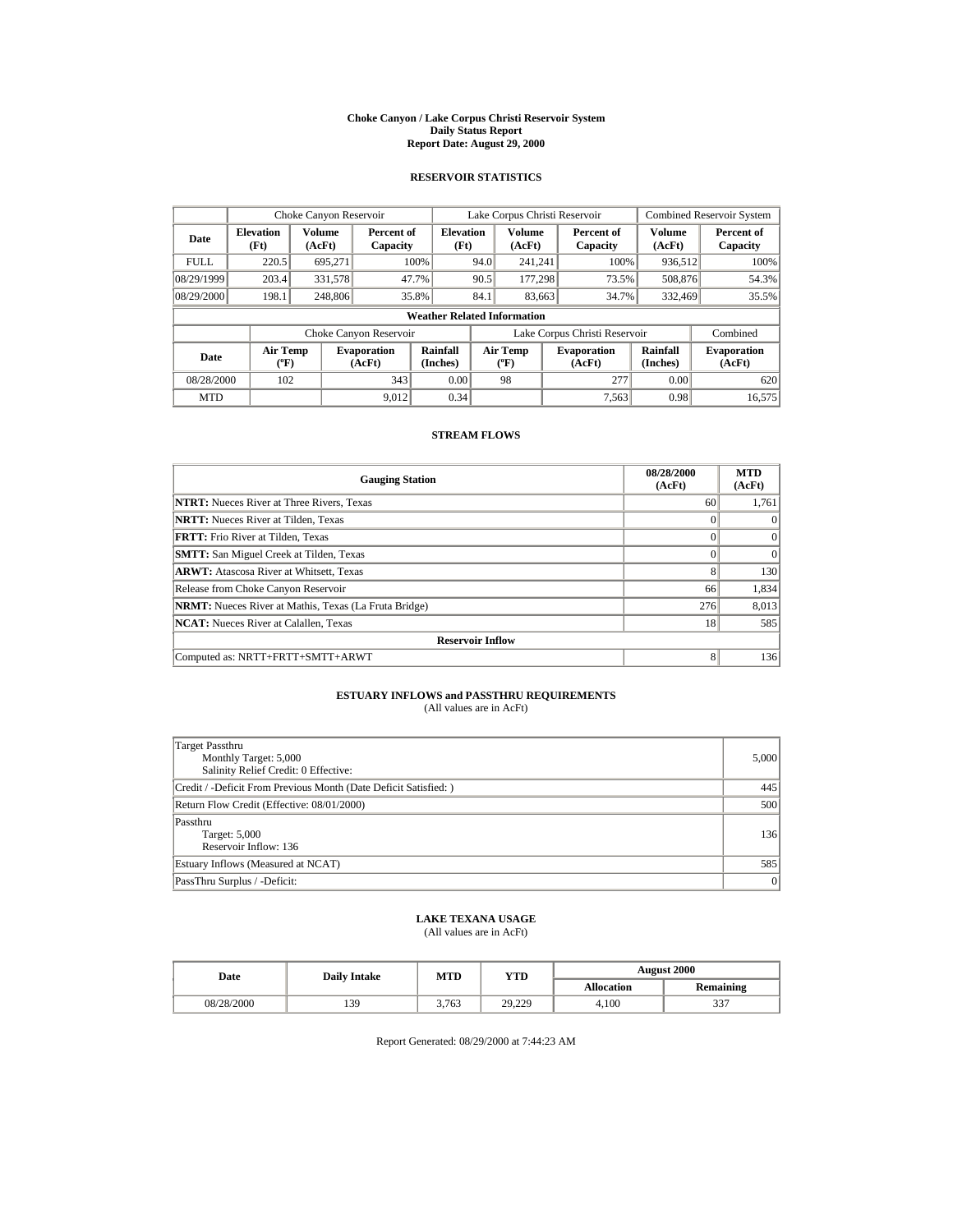# Choke Canyon / Lake Corpus Christi Reservoir System
## Daily Status Report
## Report Date: August 29, 2000

### RESERVOIR STATISTICS

| | Choke Canyon Reservoir | | | Lake Corpus Christi Reservoir | | | Combined Reservoir System | |
|---|---|---|---|---|---|---|---|---|
| Date | Elevation (Ft) | Volume (AcFt) | Percent of Capacity | Elevation (Ft) | Volume (AcFt) | Percent of Capacity | Volume (AcFt) | Percent of Capacity |
| FULL | 220.5 | 695,271 | 100% | 94.0 | 241,241 | 100% | 936,512 | 100% |
| 08/29/1999 | 203.4 | 331,578 | 47.7% | 90.5 | 177,298 | 73.5% | 508,876 | 54.3% |
| 08/29/2000 | 198.1 | 248,806 | 35.8% | 84.1 | 83,663 | 34.7% | 332,469 | 35.5% |

**Weather Related Information**

| | Choke Canyon Reservoir | | | Lake Corpus Christi Reservoir | | | Combined |
|---|---|---|---|---|---|---|---|
| Date | Air Temp (ºF) | Evaporation (AcFt) | Rainfall (Inches) | Air Temp (ºF) | Evaporation (AcFt) | Rainfall (Inches) | Evaporation (AcFt) |
| 08/28/2000 | 102 | 343 | 0.00 | 98 | 277 | 0.00 | 620 |
| MTD | | 9,012 | 0.34 | | 7,563 | 0.98 | 16,575 |

### STREAM FLOWS

| Gauging Station | 08/28/2000 (AcFt) | MTD (AcFt) |
|---|---|---|
| **NTRT:** Nueces River at Three Rivers, Texas | 60 | 1,761 |
| **NRTT:** Nueces River at Tilden, Texas | 0 | 0 |
| **FRTT:** Frio River at Tilden, Texas | 0 | 0 |
| **SMTT:** San Miguel Creek at Tilden, Texas | 0 | 0 |
| **ARWT:** Atascosa River at Whitsett, Texas | 8 | 130 |
| Release from Choke Canyon Reservoir | 66 | 1,834 |
| **NRMT:** Nueces River at Mathis, Texas (La Fruta Bridge) | 276 | 8,013 |
| **NCAT:** Nueces River at Calallen, Texas | 18 | 585 |
| **Reservoir Inflow** | | |
| Computed as: NRTT+FRTT+SMTT+ARWT | 8 | 136 |

### ESTUARY INFLOWS and PASSTHRU REQUIREMENTS
(All values are in AcFt)

| | |
|---|---|
| Target Passthru<br>Monthly Target: 5,000<br>Salinity Relief Credit: 0 Effective: | 5,000 |
| Credit / -Deficit From Previous Month (Date Deficit Satisfied: ) | 445 |
| Return Flow Credit (Effective: 08/01/2000) | 500 |
| Passthru<br>Target: 5,000<br>Reservoir Inflow: 136 | 136 |
| Estuary Inflows (Measured at NCAT) | 585 |
| PassThru Surplus / -Deficit: | 0 |

### LAKE TEXANA USAGE
(All values are in AcFt)

| Date | Daily Intake | MTD | YTD | August 2000 | |
|---|---|---|---|---|---|
| | | | | Allocation | Remaining |
| 08/28/2000 | 139 | 3,763 | 29,229 | 4,100 | 337 |

Report Generated: 08/29/2000 at 7:44:23 AM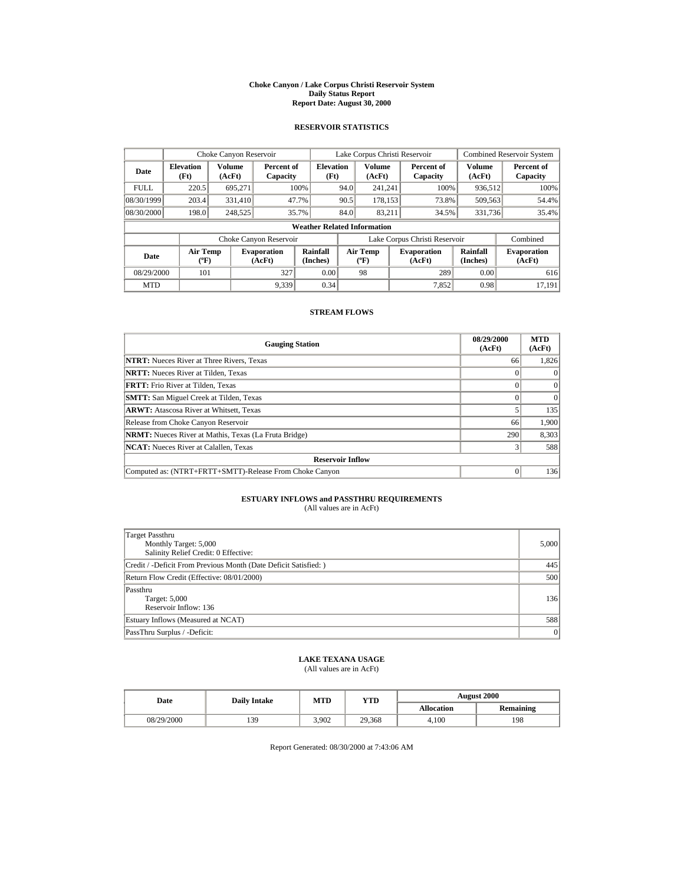**Choke Canyon / Lake Corpus Christi Reservoir System**
**Daily Status Report**
**Report Date: August 30, 2000**

## RESERVOIR STATISTICS

| | Choke Canyon Reservoir | | | Lake Corpus Christi Reservoir | | | Combined Reservoir System | |
|---|---|---|---|---|---|---|---|---|
| **Date** | **Elevation (Ft)** | **Volume (AcFt)** | **Percent of Capacity** | **Elevation (Ft)** | **Volume (AcFt)** | **Percent of Capacity** | **Volume (AcFt)** | **Percent of Capacity** |
| FULL | 220.5 | 695,271 | 100% | 94.0 | 241,241 | 100% | 936,512 | 100% |
| 08/30/1999 | 203.4 | 331,410 | 47.7% | 90.5 | 178,153 | 73.8% | 509,563 | 54.4% |
| 08/30/2000 | 198.0 | 248,525 | 35.7% | 84.0 | 83,211 | 34.5% | 331,736 | 35.4% |

**Weather Related Information**

| | Choke Canyon Reservoir | | | Lake Corpus Christi Reservoir | | | Combined |
|---|---|---|---|---|---|---|---|
| **Date** | **Air Temp (ºF)** | **Evaporation (AcFt)** | **Rainfall (Inches)** | **Air Temp (ºF)** | **Evaporation (AcFt)** | **Rainfall (Inches)** | **Evaporation (AcFt)** |
| 08/29/2000 | 101 | 327 | 0.00 | 98 | 289 | 0.00 | 616 |
| MTD | | 9,339 | 0.34 | | 7,852 | 0.98 | 17,191 |

## STREAM FLOWS

| Gauging Station | 08/29/2000 (AcFt) | MTD (AcFt) |
|---|---|---|
| **NTRT:** Nueces River at Three Rivers, Texas | 66 | 1,826 |
| **NRTT:** Nueces River at Tilden, Texas | 0 | 0 |
| **FRTT:** Frio River at Tilden, Texas | 0 | 0 |
| **SMTT:** San Miguel Creek at Tilden, Texas | 0 | 0 |
| **ARWT:** Atascosa River at Whitsett, Texas | 5 | 135 |
| Release from Choke Canyon Reservoir | 66 | 1,900 |
| **NRMT:** Nueces River at Mathis, Texas (La Fruta Bridge) | 290 | 8,303 |
| **NCAT:** Nueces River at Calallen, Texas | 3 | 588 |
| **Reservoir Inflow** | | |
| Computed as: (NTRT+FRTT+SMTT)-Release From Choke Canyon | 0 | 136 |

## ESTUARY INFLOWS and PASSTHRU REQUIREMENTS

(All values are in AcFt)

| | |
|---|---|
| Target Passthru<br>Monthly Target: 5,000<br>Salinity Relief Credit: 0 Effective: | 5,000 |
| Credit / -Deficit From Previous Month (Date Deficit Satisfied: ) | 445 |
| Return Flow Credit (Effective: 08/01/2000) | 500 |
| Passthru<br>Target: 5,000<br>Reservoir Inflow: 136 | 136 |
| Estuary Inflows (Measured at NCAT) | 588 |
| PassThru Surplus / -Deficit: | 0 |

## LAKE TEXANA USAGE

(All values are in AcFt)

| Date | Daily Intake | MTD | YTD | August 2000 | |
|---|---|---|---|---|---|
| | | | | **Allocation** | **Remaining** |
| 08/29/2000 | 139 | 3,902 | 29,368 | 4,100 | 198 |

Report Generated: 08/30/2000 at 7:43:06 AM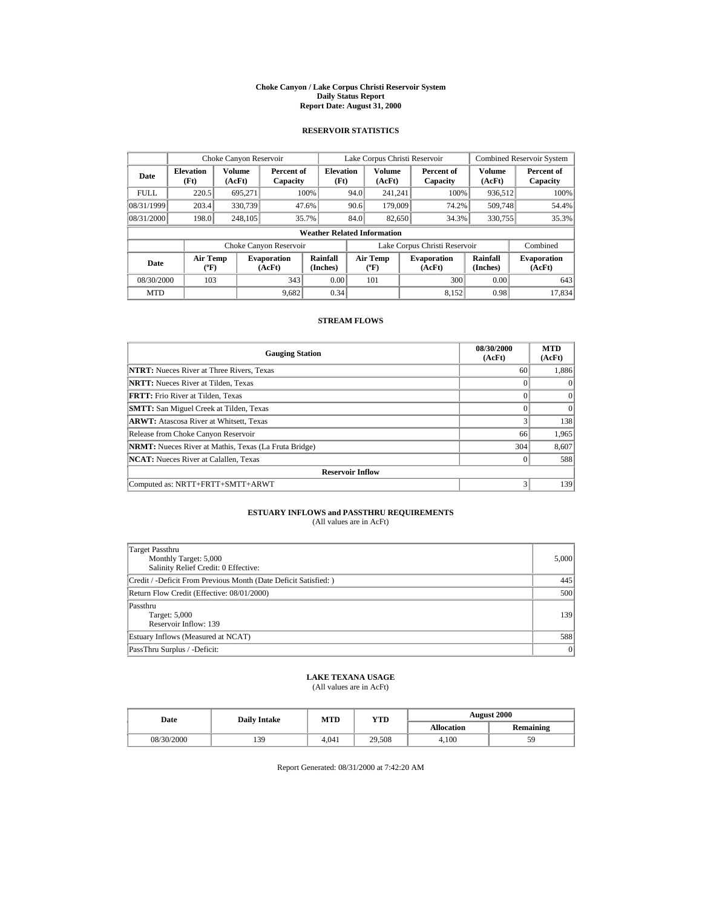**Choke Canyon / Lake Corpus Christi Reservoir System**
**Daily Status Report**
**Report Date: August 31, 2000**

## RESERVOIR STATISTICS

| | Choke Canyon Reservoir | | | Lake Corpus Christi Reservoir | | | Combined Reservoir System | |
|---|---|---|---|---|---|---|---|---|
| Date | Elevation (Ft) | Volume (AcFt) | Percent of Capacity | Elevation (Ft) | Volume (AcFt) | Percent of Capacity | Volume (AcFt) | Percent of Capacity |
| FULL | 220.5 | 695,271 | 100% | 94.0 | 241,241 | 100% | 936,512 | 100% |
| 08/31/1999 | 203.4 | 330,739 | 47.6% | 90.6 | 179,009 | 74.2% | 509,748 | 54.4% |
| 08/31/2000 | 198.0 | 248,105 | 35.7% | 84.0 | 82,650 | 34.3% | 330,755 | 35.3% |

**Weather Related Information**

| | Choke Canyon Reservoir | | | Lake Corpus Christi Reservoir | | | Combined |
|---|---|---|---|---|---|---|---|
| Date | Air Temp (ºF) | Evaporation (AcFt) | Rainfall (Inches) | Air Temp (ºF) | Evaporation (AcFt) | Rainfall (Inches) | Evaporation (AcFt) |
| 08/30/2000 | 103 | 343 | 0.00 | 101 | 300 | 0.00 | 643 |
| MTD | | 9,682 | 0.34 | | 8,152 | 0.98 | 17,834 |

## STREAM FLOWS

| Gauging Station | 08/30/2000 (AcFt) | MTD (AcFt) |
|---|---|---|
| **NTRT:** Nueces River at Three Rivers, Texas | 60 | 1,886 |
| **NRTT:** Nueces River at Tilden, Texas | 0 | 0 |
| **FRTT:** Frio River at Tilden, Texas | 0 | 0 |
| **SMTT:** San Miguel Creek at Tilden, Texas | 0 | 0 |
| **ARWT:** Atascosa River at Whitsett, Texas | 3 | 138 |
| Release from Choke Canyon Reservoir | 66 | 1,965 |
| **NRMT:** Nueces River at Mathis, Texas (La Fruta Bridge) | 304 | 8,607 |
| **NCAT:** Nueces River at Calallen, Texas | 0 | 588 |
| **Reservoir Inflow** | | |
| Computed as: NRTT+FRTT+SMTT+ARWT | 3 | 139 |

## ESTUARY INFLOWS and PASSTHRU REQUIREMENTS

(All values are in AcFt)

| | |
|---|---|
| Target Passthru<br>Monthly Target: 5,000<br>Salinity Relief Credit: 0 Effective: | 5,000 |
| Credit / -Deficit From Previous Month (Date Deficit Satisfied: ) | 445 |
| Return Flow Credit (Effective: 08/01/2000) | 500 |
| Passthru<br>Target: 5,000<br>Reservoir Inflow: 139 | 139 |
| Estuary Inflows (Measured at NCAT) | 588 |
| PassThru Surplus / -Deficit: | 0 |

## LAKE TEXANA USAGE

(All values are in AcFt)

| Date | Daily Intake | MTD | YTD | August 2000 | |
|---|---|---|---|---|---|
| | | | | Allocation | Remaining |
| 08/30/2000 | 139 | 4,041 | 29,508 | 4,100 | 59 |

Report Generated: 08/31/2000 at 7:42:20 AM